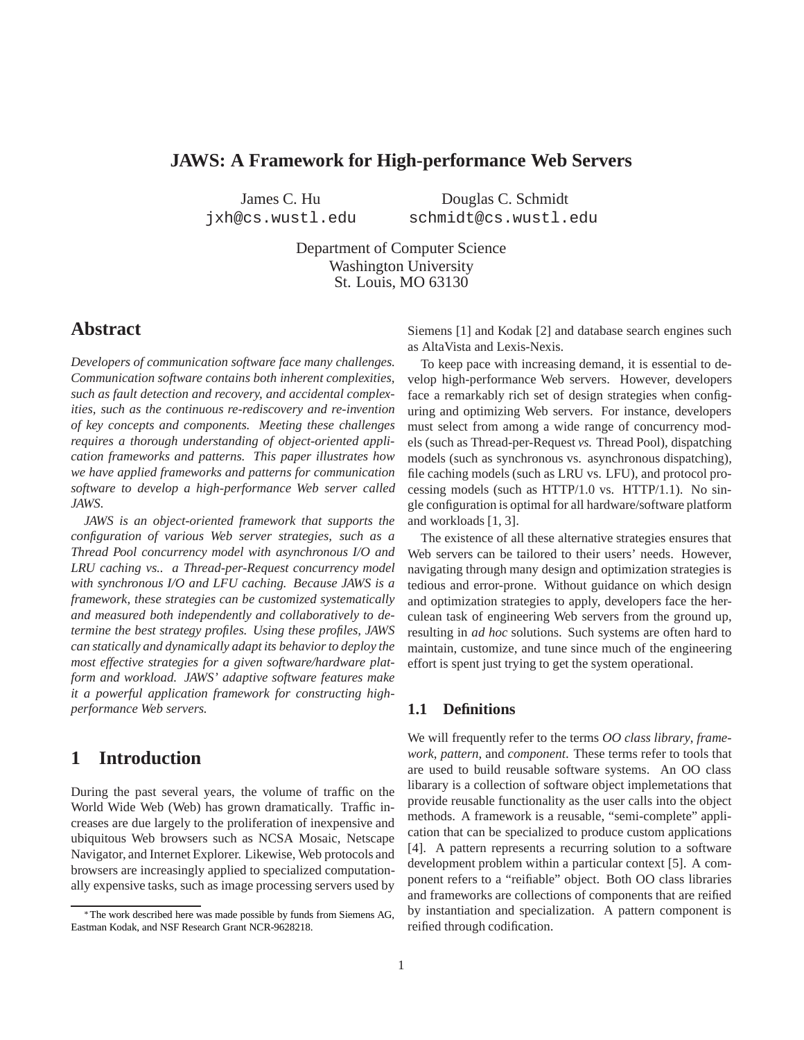# JAWS: A Framework for High-performance Web Servers

James C. Hu
jxh@cs.wustl.edu

Douglas C. Schmidt
schmidt@cs.wustl.edu

Department of Computer Science
Washington University
St. Louis, MO 63130

## Abstract

*Developers of communication software face many challenges. Communication software contains both inherent complexities, such as fault detection and recovery, and accidental complexities, such as the continuous re-rediscovery and re-invention of key concepts and components. Meeting these challenges requires a thorough understanding of object-oriented application frameworks and patterns. This paper illustrates how we have applied frameworks and patterns for communication software to develop a high-performance Web server called JAWS.*

*JAWS is an object-oriented framework that supports the configuration of various Web server strategies, such as a Thread Pool concurrency model with asynchronous I/O and LRU caching vs.. a Thread-per-Request concurrency model with synchronous I/O and LFU caching. Because JAWS is a framework, these strategies can be customized systematically and measured both independently and collaboratively to determine the best strategy profiles. Using these profiles, JAWS can statically and dynamically adapt its behavior to deploy the most effective strategies for a given software/hardware platform and workload. JAWS' adaptive software features make it a powerful application framework for constructing high-performance Web servers.*

## 1 Introduction

During the past several years, the volume of traffic on the World Wide Web (Web) has grown dramatically. Traffic increases are due largely to the proliferation of inexpensive and ubiquitous Web browsers such as NCSA Mosaic, Netscape Navigator, and Internet Explorer. Likewise, Web protocols and browsers are increasingly applied to specialized computationally expensive tasks, such as image processing servers used by Siemens [1] and Kodak [2] and database search engines such as AltaVista and Lexis-Nexis.

To keep pace with increasing demand, it is essential to develop high-performance Web servers. However, developers face a remarkably rich set of design strategies when configuring and optimizing Web servers. For instance, developers must select from among a wide range of concurrency models (such as Thread-per-Request *vs.* Thread Pool), dispatching models (such as synchronous vs. asynchronous dispatching), file caching models (such as LRU vs. LFU), and protocol processing models (such as HTTP/1.0 vs. HTTP/1.1). No single configuration is optimal for all hardware/software platform and workloads [1, 3].

The existence of all these alternative strategies ensures that Web servers can be tailored to their users' needs. However, navigating through many design and optimization strategies is tedious and error-prone. Without guidance on which design and optimization strategies to apply, developers face the herculean task of engineering Web servers from the ground up, resulting in *ad hoc* solutions. Such systems are often hard to maintain, customize, and tune since much of the engineering effort is spent just trying to get the system operational.

### 1.1 Definitions

We will frequently refer to the terms *OO class library*, *framework*, *pattern*, and *component*. These terms refer to tools that are used to build reusable software systems. An OO class libarary is a collection of software object implemetations that provide reusable functionality as the user calls into the object methods. A framework is a reusable, "semi-complete" application that can be specialized to produce custom applications [4]. A pattern represents a recurring solution to a software development problem within a particular context [5]. A component refers to a "reifiable" object. Both OO class libraries and frameworks are collections of components that are reified by instantiation and specialization. A pattern component is reified through codification.

*The work described here was made possible by funds from Siemens AG, Eastman Kodak, and NSF Research Grant NCR-9628218.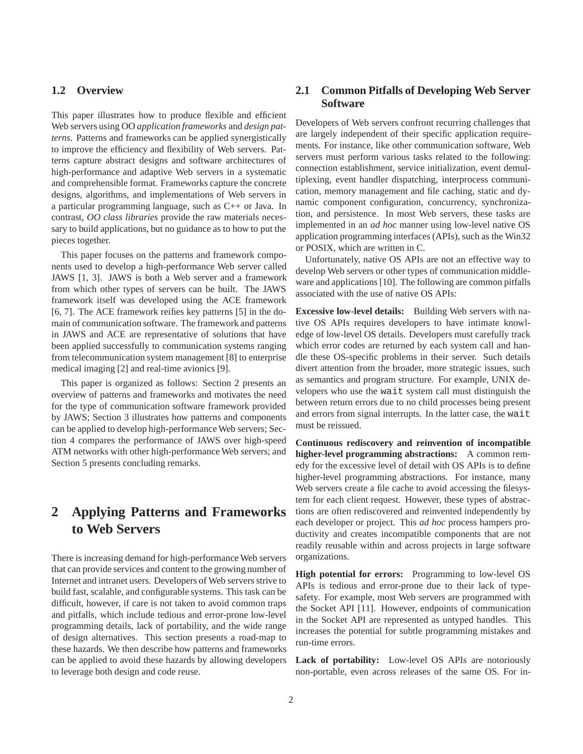### 1.2 Overview

This paper illustrates how to produce flexible and efficient Web servers using OO *application frameworks* and *design patterns*. Patterns and frameworks can be applied synergistically to improve the efficiency and flexibility of Web servers. Patterns capture abstract designs and software architectures of high-performance and adaptive Web servers in a systematic and comprehensible format. Frameworks capture the concrete designs, algorithms, and implementations of Web servers in a particular programming language, such as C++ or Java. In contrast, *OO class libraries* provide the raw materials necessary to build applications, but no guidance as to how to put the pieces together.

This paper focuses on the patterns and framework components used to develop a high-performance Web server called JAWS [1, 3]. JAWS is both a Web server and a framework from which other types of servers can be built. The JAWS framework itself was developed using the ACE framework [6, 7]. The ACE framework reifies key patterns [5] in the domain of communication software. The framework and patterns in JAWS and ACE are representative of solutions that have been applied successfully to communication systems ranging from telecommunication system management [8] to enterprise medical imaging [2] and real-time avionics [9].

This paper is organized as follows: Section 2 presents an overview of patterns and frameworks and motivates the need for the type of communication software framework provided by JAWS; Section 3 illustrates how patterns and components can be applied to develop high-performance Web servers; Section 4 compares the performance of JAWS over high-speed ATM networks with other high-performance Web servers; and Section 5 presents concluding remarks.

# 2 Applying Patterns and Frameworks to Web Servers

There is increasing demand for high-performance Web servers that can provide services and content to the growing number of Internet and intranet users. Developers of Web servers strive to build fast, scalable, and configurable systems. This task can be difficult, however, if care is not taken to avoid common traps and pitfalls, which include tedious and error-prone low-level programming details, lack of portability, and the wide range of design alternatives. This section presents a road-map to these hazards. We then describe how patterns and frameworks can be applied to avoid these hazards by allowing developers to leverage both design and code reuse.

### 2.1 Common Pitfalls of Developing Web Server Software

Developers of Web servers confront recurring challenges that are largely independent of their specific application requirements. For instance, like other communication software, Web servers must perform various tasks related to the following: connection establishment, service initialization, event demultiplexing, event handler dispatching, interprocess communication, memory management and file caching, static and dynamic component configuration, concurrency, synchronization, and persistence. In most Web servers, these tasks are implemented in an *ad hoc* manner using low-level native OS application programming interfaces (APIs), such as the Win32 or POSIX, which are written in C.

Unfortunately, native OS APIs are not an effective way to develop Web servers or other types of communication middleware and applications [10]. The following are common pitfalls associated with the use of native OS APIs:

**Excessive low-level details:** Building Web servers with native OS APIs requires developers to have intimate knowledge of low-level OS details. Developers must carefully track which error codes are returned by each system call and handle these OS-specific problems in their server. Such details divert attention from the broader, more strategic issues, such as semantics and program structure. For example, UNIX developers who use the `wait` system call must distinguish the between return errors due to no child processes being present and errors from signal interrupts. In the latter case, the `wait` must be reissued.

**Continuous rediscovery and reinvention of incompatible higher-level programming abstractions:** A common remedy for the excessive level of detail with OS APIs is to define higher-level programming abstractions. For instance, many Web servers create a file cache to avoid accessing the filesystem for each client request. However, these types of abstractions are often rediscovered and reinvented independently by each developer or project. This *ad hoc* process hampers productivity and creates incompatible components that are not readily reusable within and across projects in large software organizations.

**High potential for errors:** Programming to low-level OS APIs is tedious and error-prone due to their lack of type-safety. For example, most Web servers are programmed with the Socket API [11]. However, endpoints of communication in the Socket API are represented as untyped handles. This increases the potential for subtle programming mistakes and run-time errors.

**Lack of portability:** Low-level OS APIs are notoriously non-portable, even across releases of the same OS. For in-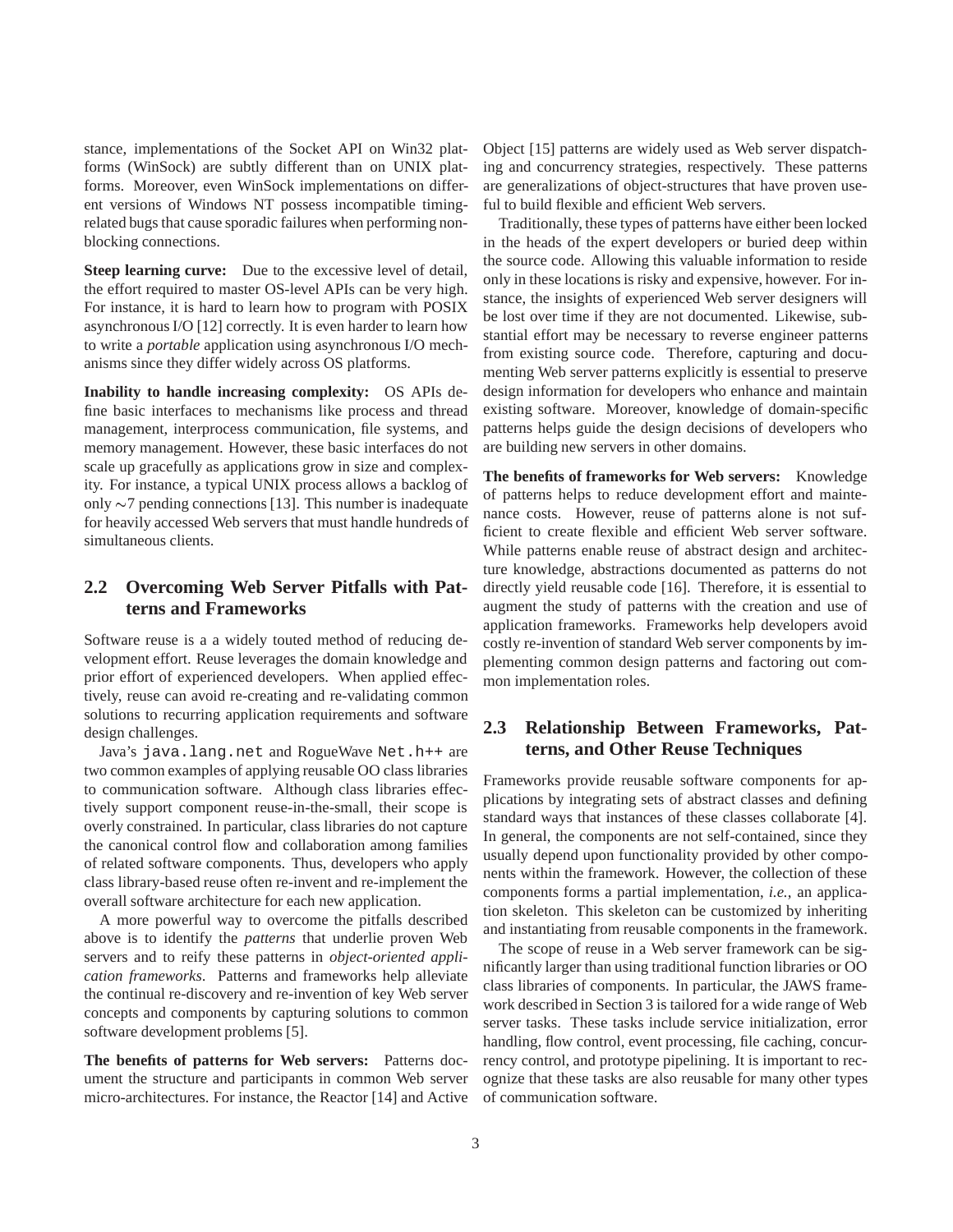stance, implementations of the Socket API on Win32 platforms (WinSock) are subtly different than on UNIX platforms. Moreover, even WinSock implementations on different versions of Windows NT possess incompatible timing-related bugs that cause sporadic failures when performing non-blocking connections.

**Steep learning curve:** Due to the excessive level of detail, the effort required to master OS-level APIs can be very high. For instance, it is hard to learn how to program with POSIX asynchronous I/O [12] correctly. It is even harder to learn how to write a *portable* application using asynchronous I/O mechanisms since they differ widely across OS platforms.

**Inability to handle increasing complexity:** OS APIs define basic interfaces to mechanisms like process and thread management, interprocess communication, file systems, and memory management. However, these basic interfaces do not scale up gracefully as applications grow in size and complexity. For instance, a typical UNIX process allows a backlog of only $\sim$7 pending connections [13]. This number is inadequate for heavily accessed Web servers that must handle hundreds of simultaneous clients.

## 2.2 Overcoming Web Server Pitfalls with Patterns and Frameworks

Software reuse is a a widely touted method of reducing development effort. Reuse leverages the domain knowledge and prior effort of experienced developers. When applied effectively, reuse can avoid re-creating and re-validating common solutions to recurring application requirements and software design challenges.

Java's `java.lang.net` and RogueWave `Net.h++` are two common examples of applying reusable OO class libraries to communication software. Although class libraries effectively support component reuse-in-the-small, their scope is overly constrained. In particular, class libraries do not capture the canonical control flow and collaboration among families of related software components. Thus, developers who apply class library-based reuse often re-invent and re-implement the overall software architecture for each new application.

A more powerful way to overcome the pitfalls described above is to identify the *patterns* that underlie proven Web servers and to reify these patterns in *object-oriented application frameworks*. Patterns and frameworks help alleviate the continual re-discovery and re-invention of key Web server concepts and components by capturing solutions to common software development problems [5].

**The benefits of patterns for Web servers:** Patterns document the structure and participants in common Web server micro-architectures. For instance, the Reactor [14] and Active Object [15] patterns are widely used as Web server dispatching and concurrency strategies, respectively. These patterns are generalizations of object-structures that have proven useful to build flexible and efficient Web servers.

Traditionally, these types of patterns have either been locked in the heads of the expert developers or buried deep within the source code. Allowing this valuable information to reside only in these locations is risky and expensive, however. For instance, the insights of experienced Web server designers will be lost over time if they are not documented. Likewise, substantial effort may be necessary to reverse engineer patterns from existing source code. Therefore, capturing and documenting Web server patterns explicitly is essential to preserve design information for developers who enhance and maintain existing software. Moreover, knowledge of domain-specific patterns helps guide the design decisions of developers who are building new servers in other domains.

**The benefits of frameworks for Web servers:** Knowledge of patterns helps to reduce development effort and maintenance costs. However, reuse of patterns alone is not sufficient to create flexible and efficient Web server software. While patterns enable reuse of abstract design and architecture knowledge, abstractions documented as patterns do not directly yield reusable code [16]. Therefore, it is essential to augment the study of patterns with the creation and use of application frameworks. Frameworks help developers avoid costly re-invention of standard Web server components by implementing common design patterns and factoring out common implementation roles.

## 2.3 Relationship Between Frameworks, Patterns, and Other Reuse Techniques

Frameworks provide reusable software components for applications by integrating sets of abstract classes and defining standard ways that instances of these classes collaborate [4]. In general, the components are not self-contained, since they usually depend upon functionality provided by other components within the framework. However, the collection of these components forms a partial implementation, *i.e.*, an application skeleton. This skeleton can be customized by inheriting and instantiating from reusable components in the framework.

The scope of reuse in a Web server framework can be significantly larger than using traditional function libraries or OO class libraries of components. In particular, the JAWS framework described in Section 3 is tailored for a wide range of Web server tasks. These tasks include service initialization, error handling, flow control, event processing, file caching, concurrency control, and prototype pipelining. It is important to recognize that these tasks are also reusable for many other types of communication software.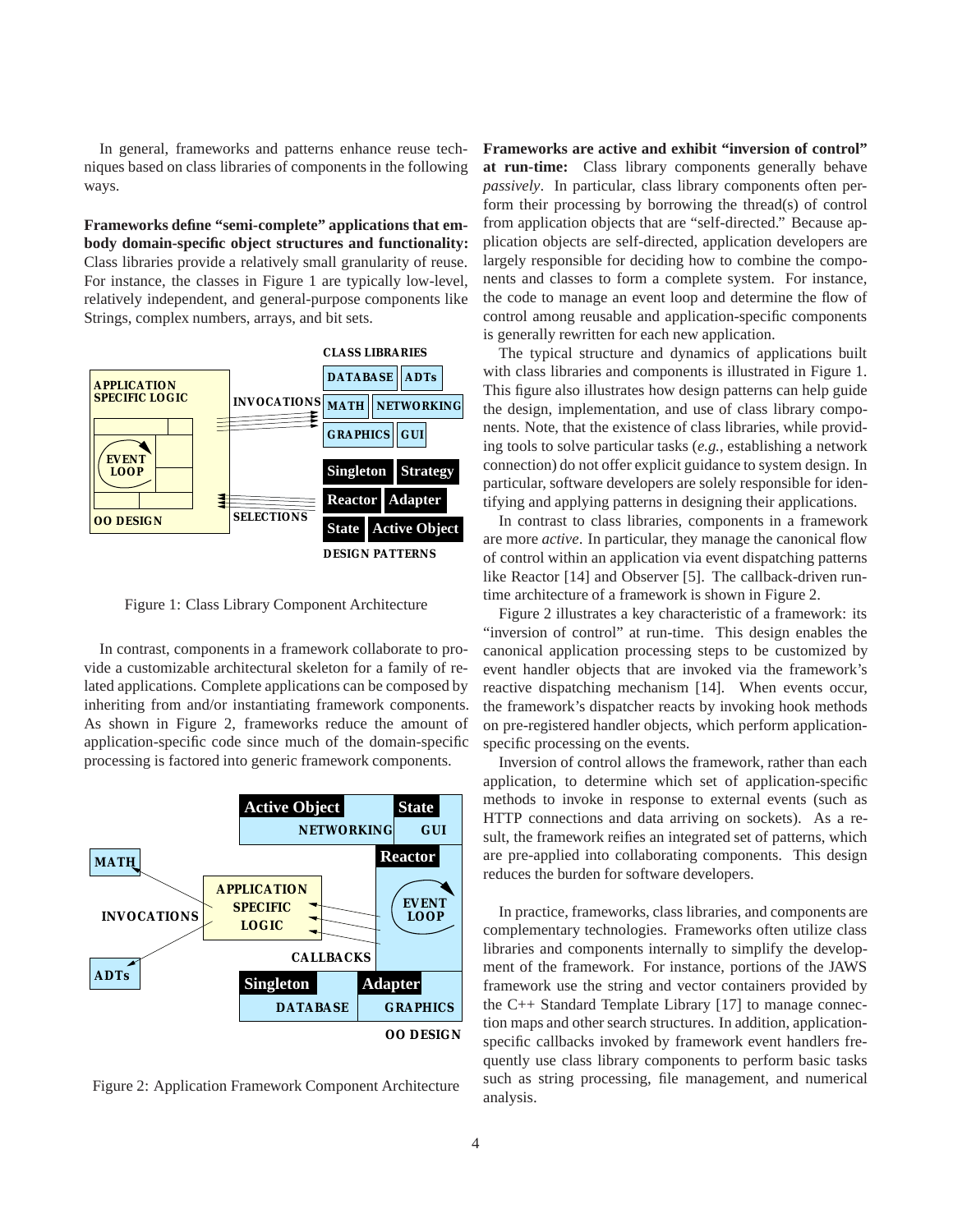In general, frameworks and patterns enhance reuse techniques based on class libraries of components in the following ways.

**Frameworks define "semi-complete" applications that embody domain-specific object structures and functionality:** Class libraries provide a relatively small granularity of reuse. For instance, the classes in Figure 1 are typically low-level, relatively independent, and general-purpose components like Strings, complex numbers, arrays, and bit sets.

Figure 1: Class Library Component Architecture

In contrast, components in a framework collaborate to provide a customizable architectural skeleton for a family of related applications. Complete applications can be composed by inheriting from and/or instantiating framework components. As shown in Figure 2, frameworks reduce the amount of application-specific code since much of the domain-specific processing is factored into generic framework components.

Figure 2: Application Framework Component Architecture

**Frameworks are active and exhibit "inversion of control" at run-time:** Class library components generally behave *passively*. In particular, class library components often perform their processing by borrowing the thread(s) of control from application objects that are "self-directed." Because application objects are self-directed, application developers are largely responsible for deciding how to combine the components and classes to form a complete system. For instance, the code to manage an event loop and determine the flow of control among reusable and application-specific components is generally rewritten for each new application.

The typical structure and dynamics of applications built with class libraries and components is illustrated in Figure 1. This figure also illustrates how design patterns can help guide the design, implementation, and use of class library components. Note, that the existence of class libraries, while providing tools to solve particular tasks (*e.g.*, establishing a network connection) do not offer explicit guidance to system design. In particular, software developers are solely responsible for identifying and applying patterns in designing their applications.

In contrast to class libraries, components in a framework are more *active*. In particular, they manage the canonical flow of control within an application via event dispatching patterns like Reactor [14] and Observer [5]. The callback-driven runtime architecture of a framework is shown in Figure 2.

Figure 2 illustrates a key characteristic of a framework: its "inversion of control" at run-time. This design enables the canonical application processing steps to be customized by event handler objects that are invoked via the framework's reactive dispatching mechanism [14]. When events occur, the framework's dispatcher reacts by invoking hook methods on pre-registered handler objects, which perform application-specific processing on the events.

Inversion of control allows the framework, rather than each application, to determine which set of application-specific methods to invoke in response to external events (such as HTTP connections and data arriving on sockets). As a result, the framework reifies an integrated set of patterns, which are pre-applied into collaborating components. This design reduces the burden for software developers.

In practice, frameworks, class libraries, and components are complementary technologies. Frameworks often utilize class libraries and components internally to simplify the development of the framework. For instance, portions of the JAWS framework use the string and vector containers provided by the C++ Standard Template Library [17] to manage connection maps and other search structures. In addition, application-specific callbacks invoked by framework event handlers frequently use class library components to perform basic tasks such as string processing, file management, and numerical analysis.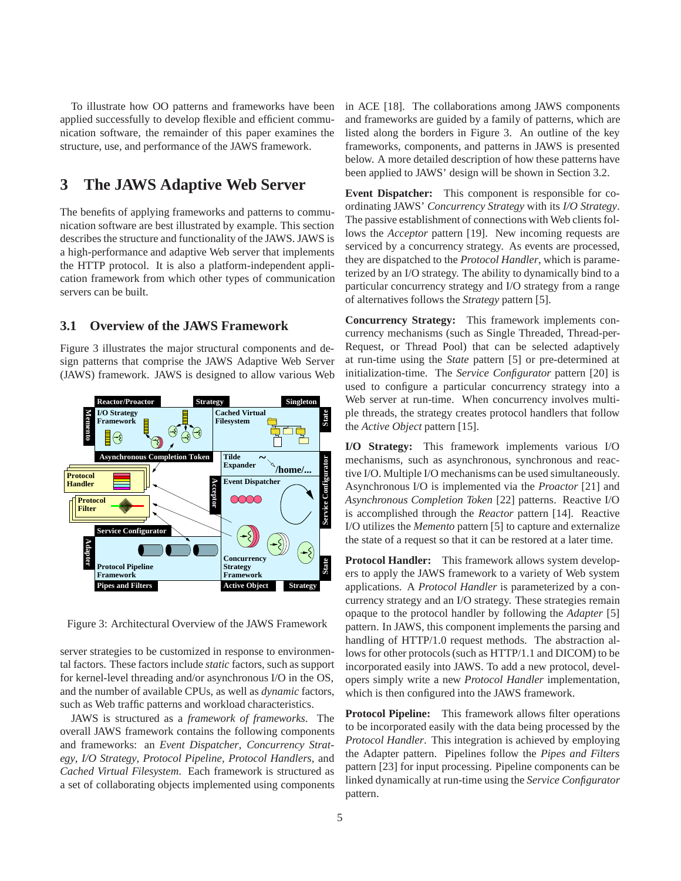To illustrate how OO patterns and frameworks have been applied successfully to develop flexible and efficient communication software, the remainder of this paper examines the structure, use, and performance of the JAWS framework.

# 3 The JAWS Adaptive Web Server

The benefits of applying frameworks and patterns to communication software are best illustrated by example. This section describes the structure and functionality of the JAWS. JAWS is a high-performance and adaptive Web server that implements the HTTP protocol. It is also a platform-independent application framework from which other types of communication servers can be built.

## 3.1 Overview of the JAWS Framework

Figure 3 illustrates the major structural components and design patterns that comprise the JAWS Adaptive Web Server (JAWS) framework. JAWS is designed to allow various Web server strategies to be customized in response to environmental factors. These factors include *static* factors, such as support for kernel-level threading and/or asynchronous I/O in the OS, and the number of available CPUs, as well as *dynamic* factors, such as Web traffic patterns and workload characteristics.

Figure 3: Architectural Overview of the JAWS Framework

JAWS is structured as a *framework of frameworks*. The overall JAWS framework contains the following components and frameworks: an *Event Dispatcher*, *Concurrency Strategy*, *I/O Strategy*, *Protocol Pipeline*, *Protocol Handlers*, and *Cached Virtual Filesystem*. Each framework is structured as a set of collaborating objects implemented using components in ACE [18]. The collaborations among JAWS components and frameworks are guided by a family of patterns, which are listed along the borders in Figure 3. An outline of the key frameworks, components, and patterns in JAWS is presented below. A more detailed description of how these patterns have been applied to JAWS' design will be shown in Section 3.2.

**Event Dispatcher:** This component is responsible for coordinating JAWS' *Concurrency Strategy* with its *I/O Strategy*. The passive establishment of connections with Web clients follows the *Acceptor* pattern [19]. New incoming requests are serviced by a concurrency strategy. As events are processed, they are dispatched to the *Protocol Handler*, which is parameterized by an I/O strategy. The ability to dynamically bind to a particular concurrency strategy and I/O strategy from a range of alternatives follows the *Strategy* pattern [5].

**Concurrency Strategy:** This framework implements concurrency mechanisms (such as Single Threaded, Thread-per-Request, or Thread Pool) that can be selected adaptively at run-time using the *State* pattern [5] or pre-determined at initialization-time. The *Service Configurator* pattern [20] is used to configure a particular concurrency strategy into a Web server at run-time. When concurrency involves multiple threads, the strategy creates protocol handlers that follow the *Active Object* pattern [15].

**I/O Strategy:** This framework implements various I/O mechanisms, such as asynchronous, synchronous and reactive I/O. Multiple I/O mechanisms can be used simultaneously. Asynchronous I/O is implemented via the *Proactor* [21] and *Asynchronous Completion Token* [22] patterns. Reactive I/O is accomplished through the *Reactor* pattern [14]. Reactive I/O utilizes the *Memento* pattern [5] to capture and externalize the state of a request so that it can be restored at a later time.

**Protocol Handler:** This framework allows system developers to apply the JAWS framework to a variety of Web system applications. A *Protocol Handler* is parameterized by a concurrency strategy and an I/O strategy. These strategies remain opaque to the protocol handler by following the *Adapter* [5] pattern. In JAWS, this component implements the parsing and handling of HTTP/1.0 request methods. The abstraction allows for other protocols (such as HTTP/1.1 and DICOM) to be incorporated easily into JAWS. To add a new protocol, developers simply write a new *Protocol Handler* implementation, which is then configured into the JAWS framework.

**Protocol Pipeline:** This framework allows filter operations to be incorporated easily with the data being processed by the *Protocol Handler*. This integration is achieved by employing the Adapter pattern. Pipelines follow the *Pipes and Filters* pattern [23] for input processing. Pipeline components can be linked dynamically at run-time using the *Service Configurator* pattern.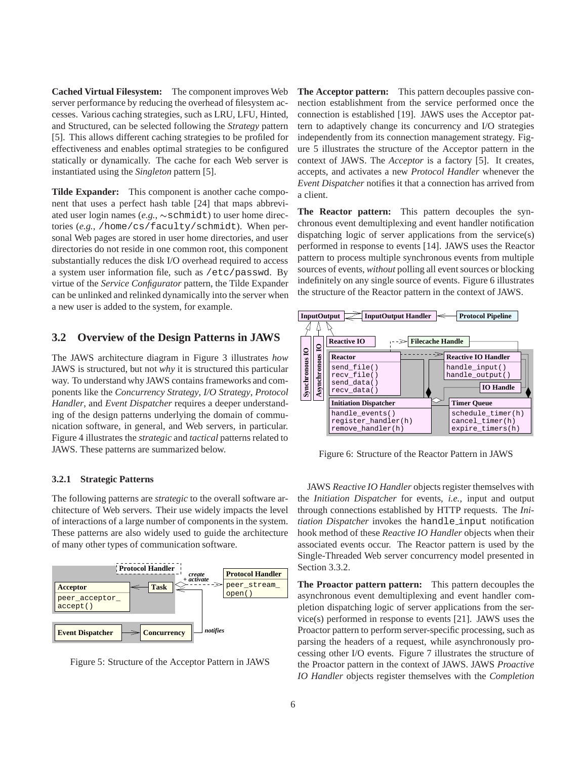**Cached Virtual Filesystem:** The component improves Web server performance by reducing the overhead of filesystem accesses. Various caching strategies, such as LRU, LFU, Hinted, and Structured, can be selected following the *Strategy* pattern [5]. This allows different caching strategies to be profiled for effectiveness and enables optimal strategies to be configured statically or dynamically. The cache for each Web server is instantiated using the *Singleton* pattern [5].

**Tilde Expander:** This component is another cache component that uses a perfect hash table [24] that maps abbreviated user login names (*e.g.*, ~schmidt) to user home directories (*e.g.*, /home/cs/faculty/schmidt). When personal Web pages are stored in user home directories, and user directories do not reside in one common root, this component substantially reduces the disk I/O overhead required to access a system user information file, such as /etc/passwd. By virtue of the *Service Configurator* pattern, the Tilde Expander can be unlinked and relinked dynamically into the server when a new user is added to the system, for example.

## 3.2 Overview of the Design Patterns in JAWS

The JAWS architecture diagram in Figure 3 illustrates *how* JAWS is structured, but not *why* it is structured this particular way. To understand why JAWS contains frameworks and components like the *Concurrency Strategy*, *I/O Strategy*, *Protocol Handler*, and *Event Dispatcher* requires a deeper understanding of the design patterns underlying the domain of communication software, in general, and Web servers, in particular. Figure 4 illustrates the *strategic* and *tactical* patterns related to JAWS. These patterns are summarized below.

### 3.2.1 Strategic Patterns

The following patterns are *strategic* to the overall software architecture of Web servers. Their use widely impacts the level of interactions of a large number of components in the system. These patterns are also widely used to guide the architecture of many other types of communication software.

Figure 5: Structure of the Acceptor Pattern in JAWS

**The Acceptor pattern:** This pattern decouples passive connection establishment from the service performed once the connection is established [19]. JAWS uses the Acceptor pattern to adaptively change its concurrency and I/O strategies independently from its connection management strategy. Figure 5 illustrates the structure of the Acceptor pattern in the context of JAWS. The *Acceptor* is a factory [5]. It creates, accepts, and activates a new *Protocol Handler* whenever the *Event Dispatcher* notifies it that a connection has arrived from a client.

**The Reactor pattern:** This pattern decouples the synchronous event demultiplexing and event handler notification dispatching logic of server applications from the service(s) performed in response to events [14]. JAWS uses the Reactor pattern to process multiple synchronous events from multiple sources of events, *without* polling all event sources or blocking indefinitely on any single source of events. Figure 6 illustrates the structure of the Reactor pattern in the context of JAWS.

Figure 6: Structure of the Reactor Pattern in JAWS

JAWS *Reactive IO Handler* objects register themselves with the *Initiation Dispatcher* for events, *i.e.*, input and output through connections established by HTTP requests. The *Initiation Dispatcher* invokes the handle_input notification hook method of these *Reactive IO Handler* objects when their associated events occur. The Reactor pattern is used by the Single-Threaded Web server concurrency model presented in Section 3.3.2.

**The Proactor pattern pattern:** This pattern decouples the asynchronous event demultiplexing and event handler completion dispatching logic of server applications from the service(s) performed in response to events [21]. JAWS uses the Proactor pattern to perform server-specific processing, such as parsing the headers of a request, while asynchronously processing other I/O events. Figure 7 illustrates the structure of the Proactor pattern in the context of JAWS. JAWS *Proactive IO Handler* objects register themselves with the *Completion*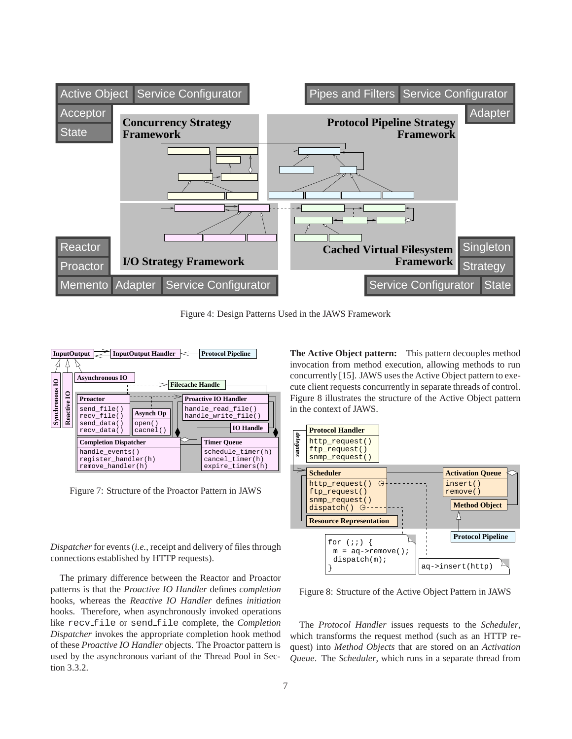Figure 4: Design Patterns Used in the JAWS Framework

Figure 7: Structure of the Proactor Pattern in JAWS

*Dispatcher* for events (*i.e.*, receipt and delivery of files through connections established by HTTP requests).

The primary difference between the Reactor and Proactor patterns is that the *Proactive IO Handler* defines *completion* hooks, whereas the *Reactive IO Handler* defines *initiation* hooks. Therefore, when asynchronously invoked operations like recv_file or send_file complete, the *Completion Dispatcher* invokes the appropriate completion hook method of these *Proactive IO Handler* objects. The Proactor pattern is used by the asynchronous variant of the Thread Pool in Section 3.3.2.

**The Active Object pattern:** This pattern decouples method invocation from method execution, allowing methods to run concurrently [15]. JAWS uses the Active Object pattern to execute client requests concurrently in separate threads of control. Figure 8 illustrates the structure of the Active Object pattern in the context of JAWS.

Figure 8: Structure of the Active Object Pattern in JAWS

The *Protocol Handler* issues requests to the *Scheduler*, which transforms the request method (such as an HTTP request) into *Method Objects* that are stored on an *Activation Queue*. The *Scheduler*, which runs in a separate thread from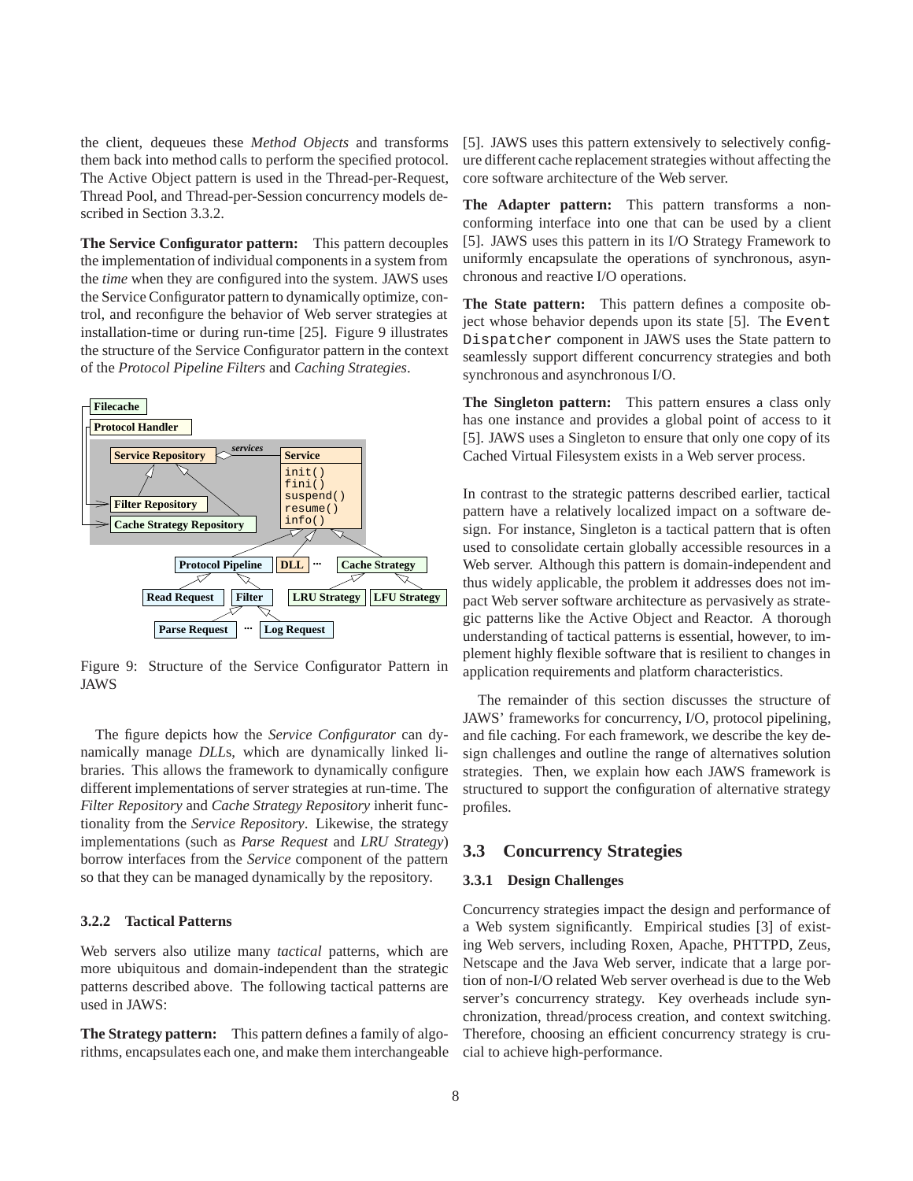the client, dequeues these *Method Objects* and transforms them back into method calls to perform the specified protocol. The Active Object pattern is used in the Thread-per-Request, Thread Pool, and Thread-per-Session concurrency models described in Section 3.3.2.

**The Service Configurator pattern:** This pattern decouples the implementation of individual components in a system from the *time* when they are configured into the system. JAWS uses the Service Configurator pattern to dynamically optimize, control, and reconfigure the behavior of Web server strategies at installation-time or during run-time [25]. Figure 9 illustrates the structure of the Service Configurator pattern in the context of the *Protocol Pipeline Filters* and *Caching Strategies*.

Figure 9: Structure of the Service Configurator Pattern in JAWS

The figure depicts how the *Service Configurator* can dynamically manage *DLL*s, which are dynamically linked libraries. This allows the framework to dynamically configure different implementations of server strategies at run-time. The *Filter Repository* and *Cache Strategy Repository* inherit functionality from the *Service Repository*. Likewise, the strategy implementations (such as *Parse Request* and *LRU Strategy*) borrow interfaces from the *Service* component of the pattern so that they can be managed dynamically by the repository.

### 3.2.2 Tactical Patterns

Web servers also utilize many *tactical* patterns, which are more ubiquitous and domain-independent than the strategic patterns described above. The following tactical patterns are used in JAWS:

**The Strategy pattern:** This pattern defines a family of algorithms, encapsulates each one, and make them interchangeable [5]. JAWS uses this pattern extensively to selectively configure different cache replacement strategies without affecting the core software architecture of the Web server.

**The Adapter pattern:** This pattern transforms a non-conforming interface into one that can be used by a client [5]. JAWS uses this pattern in its I/O Strategy Framework to uniformly encapsulate the operations of synchronous, asynchronous and reactive I/O operations.

**The State pattern:** This pattern defines a composite object whose behavior depends upon its state [5]. The `Event Dispatcher` component in JAWS uses the State pattern to seamlessly support different concurrency strategies and both synchronous and asynchronous I/O.

**The Singleton pattern:** This pattern ensures a class only has one instance and provides a global point of access to it [5]. JAWS uses a Singleton to ensure that only one copy of its Cached Virtual Filesystem exists in a Web server process.

In contrast to the strategic patterns described earlier, tactical pattern have a relatively localized impact on a software design. For instance, Singleton is a tactical pattern that is often used to consolidate certain globally accessible resources in a Web server. Although this pattern is domain-independent and thus widely applicable, the problem it addresses does not impact Web server software architecture as pervasively as strategic patterns like the Active Object and Reactor. A thorough understanding of tactical patterns is essential, however, to implement highly flexible software that is resilient to changes in application requirements and platform characteristics.

The remainder of this section discusses the structure of JAWS' frameworks for concurrency, I/O, protocol pipelining, and file caching. For each framework, we describe the key design challenges and outline the range of alternatives solution strategies. Then, we explain how each JAWS framework is structured to support the configuration of alternative strategy profiles.

## 3.3 Concurrency Strategies

### 3.3.1 Design Challenges

Concurrency strategies impact the design and performance of a Web system significantly. Empirical studies [3] of existing Web servers, including Roxen, Apache, PHTTPD, Zeus, Netscape and the Java Web server, indicate that a large portion of non-I/O related Web server overhead is due to the Web server's concurrency strategy. Key overheads include synchronization, thread/process creation, and context switching. Therefore, choosing an efficient concurrency strategy is crucial to achieve high-performance.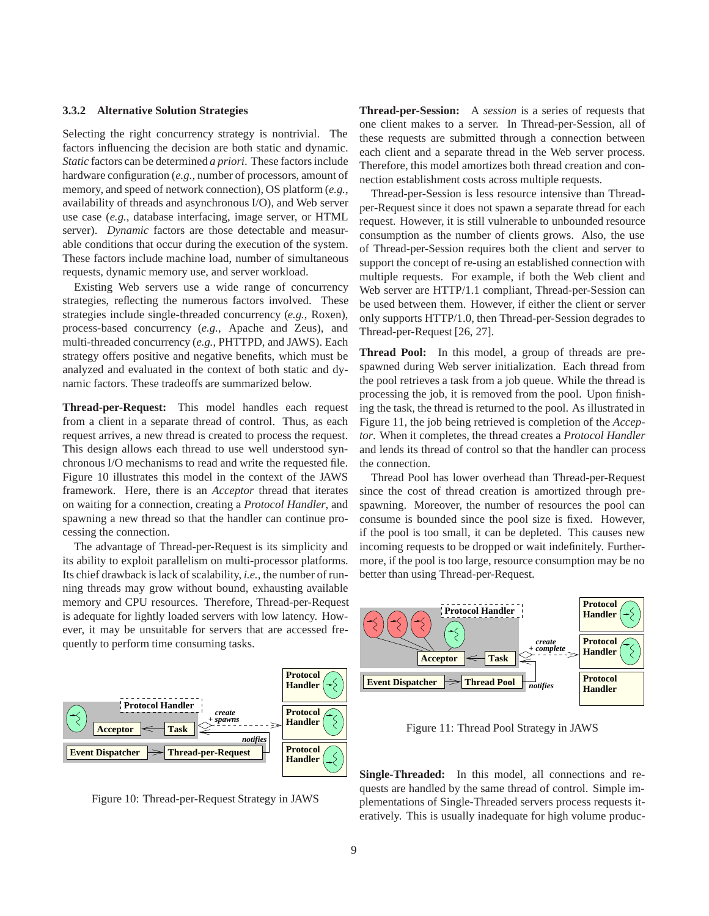### 3.3.2 Alternative Solution Strategies

Selecting the right concurrency strategy is nontrivial. The factors influencing the decision are both static and dynamic. *Static* factors can be determined *a priori*. These factors include hardware configuration (*e.g.,* number of processors, amount of memory, and speed of network connection), OS platform (*e.g.,* availability of threads and asynchronous I/O), and Web server use case (*e.g.,* database interfacing, image server, or HTML server). *Dynamic* factors are those detectable and measurable conditions that occur during the execution of the system. These factors include machine load, number of simultaneous requests, dynamic memory use, and server workload.

Existing Web servers use a wide range of concurrency strategies, reflecting the numerous factors involved. These strategies include single-threaded concurrency (*e.g.,* Roxen), process-based concurrency (*e.g.,* Apache and Zeus), and multi-threaded concurrency (*e.g.,* PHTTPD, and JAWS). Each strategy offers positive and negative benefits, which must be analyzed and evaluated in the context of both static and dynamic factors. These tradeoffs are summarized below.

**Thread-per-Request:** This model handles each request from a client in a separate thread of control. Thus, as each request arrives, a new thread is created to process the request. This design allows each thread to use well understood synchronous I/O mechanisms to read and write the requested file. Figure 10 illustrates this model in the context of the JAWS framework. Here, there is an *Acceptor* thread that iterates on waiting for a connection, creating a *Protocol Handler*, and spawning a new thread so that the handler can continue processing the connection.

The advantage of Thread-per-Request is its simplicity and its ability to exploit parallelism on multi-processor platforms. Its chief drawback is lack of scalability, *i.e.,* the number of running threads may grow without bound, exhausting available memory and CPU resources. Therefore, Thread-per-Request is adequate for lightly loaded servers with low latency. However, it may be unsuitable for servers that are accessed frequently to perform time consuming tasks.

Figure 10: Thread-per-Request Strategy in JAWS

**Thread-per-Session:** A *session* is a series of requests that one client makes to a server. In Thread-per-Session, all of these requests are submitted through a connection between each client and a separate thread in the Web server process. Therefore, this model amortizes both thread creation and connection establishment costs across multiple requests.

Thread-per-Session is less resource intensive than Thread-per-Request since it does not spawn a separate thread for each request. However, it is still vulnerable to unbounded resource consumption as the number of clients grows. Also, the use of Thread-per-Session requires both the client and server to support the concept of re-using an established connection with multiple requests. For example, if both the Web client and Web server are HTTP/1.1 compliant, Thread-per-Session can be used between them. However, if either the client or server only supports HTTP/1.0, then Thread-per-Session degrades to Thread-per-Request [26, 27].

**Thread Pool:** In this model, a group of threads are pre-spawned during Web server initialization. Each thread from the pool retrieves a task from a job queue. While the thread is processing the job, it is removed from the pool. Upon finishing the task, the thread is returned to the pool. As illustrated in Figure 11, the job being retrieved is completion of the *Acceptor*. When it completes, the thread creates a *Protocol Handler* and lends its thread of control so that the handler can process the connection.

Thread Pool has lower overhead than Thread-per-Request since the cost of thread creation is amortized through pre-spawning. Moreover, the number of resources the pool can consume is bounded since the pool size is fixed. However, if the pool is too small, it can be depleted. This causes new incoming requests to be dropped or wait indefinitely. Furthermore, if the pool is too large, resource consumption may be no better than using Thread-per-Request.

Figure 11: Thread Pool Strategy in JAWS

**Single-Threaded:** In this model, all connections and requests are handled by the same thread of control. Simple implementations of Single-Threaded servers process requests iteratively. This is usually inadequate for high volume produc-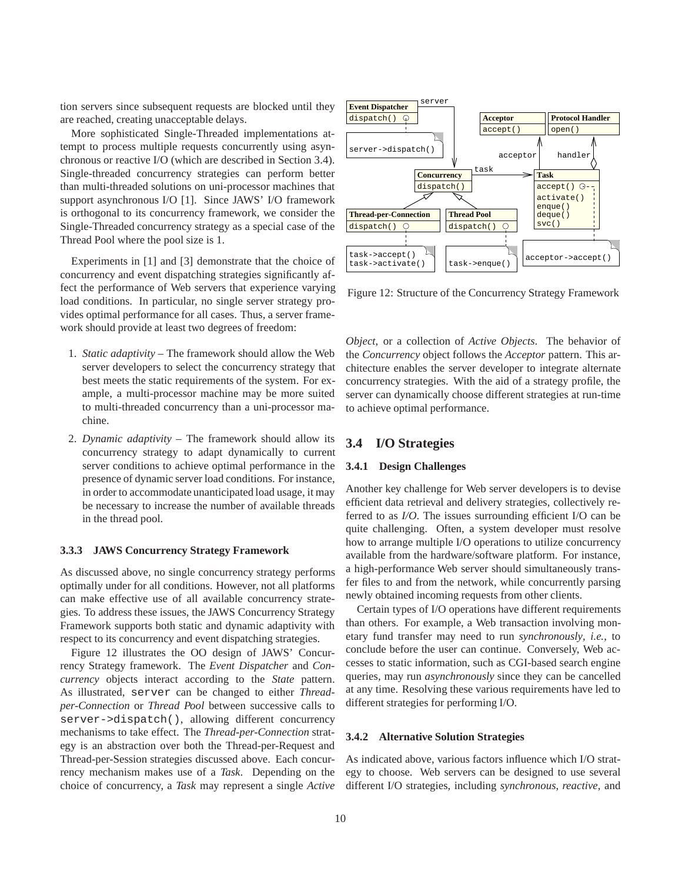tion servers since subsequent requests are blocked until they are reached, creating unacceptable delays.

More sophisticated Single-Threaded implementations attempt to process multiple requests concurrently using asynchronous or reactive I/O (which are described in Section 3.4). Single-threaded concurrency strategies can perform better than multi-threaded solutions on uni-processor machines that support asynchronous I/O [1]. Since JAWS' I/O framework is orthogonal to its concurrency framework, we consider the Single-Threaded concurrency strategy as a special case of the Thread Pool where the pool size is 1.

Experiments in [1] and [3] demonstrate that the choice of concurrency and event dispatching strategies significantly affect the performance of Web servers that experience varying load conditions. In particular, no single server strategy provides optimal performance for all cases. Thus, a server framework should provide at least two degrees of freedom:

1. *Static adaptivity* – The framework should allow the Web server developers to select the concurrency strategy that best meets the static requirements of the system. For example, a multi-processor machine may be more suited to multi-threaded concurrency than a uni-processor machine.
2. *Dynamic adaptivity* – The framework should allow its concurrency strategy to adapt dynamically to current server conditions to achieve optimal performance in the presence of dynamic server load conditions. For instance, in order to accommodate unanticipated load usage, it may be necessary to increase the number of available threads in the thread pool.

#### 3.3.3 JAWS Concurrency Strategy Framework

As discussed above, no single concurrency strategy performs optimally under for all conditions. However, not all platforms can make effective use of all available concurrency strategies. To address these issues, the JAWS Concurrency Strategy Framework supports both static and dynamic adaptivity with respect to its concurrency and event dispatching strategies.

Figure 12 illustrates the OO design of JAWS' Concurrency Strategy framework. The *Event Dispatcher* and *Concurrency* objects interact according to the *State* pattern. As illustrated, `server` can be changed to either *Thread-per-Connection* or *Thread Pool* between successive calls to `server->dispatch()`, allowing different concurrency mechanisms to take effect. The *Thread-per-Connection* strategy is an abstraction over both the Thread-per-Request and Thread-per-Session strategies discussed above. Each concurrency mechanism makes use of a *Task*. Depending on the choice of concurrency, a *Task* may represent a single *Active Object*, or a collection of *Active Objects*. The behavior of the *Concurrency* object follows the *Acceptor* pattern. This architecture enables the server developer to integrate alternate concurrency strategies. With the aid of a strategy profile, the server can dynamically choose different strategies at run-time to achieve optimal performance.

Figure 12: Structure of the Concurrency Strategy Framework

## 3.4 I/O Strategies

### 3.4.1 Design Challenges

Another key challenge for Web server developers is to devise efficient data retrieval and delivery strategies, collectively referred to as *I/O*. The issues surrounding efficient I/O can be quite challenging. Often, a system developer must resolve how to arrange multiple I/O operations to utilize concurrency available from the hardware/software platform. For instance, a high-performance Web server should simultaneously transfer files to and from the network, while concurrently parsing newly obtained incoming requests from other clients.

Certain types of I/O operations have different requirements than others. For example, a Web transaction involving monetary fund transfer may need to run *synchronously*, *i.e.*, to conclude before the user can continue. Conversely, Web accesses to static information, such as CGI-based search engine queries, may run *asynchronously* since they can be cancelled at any time. Resolving these various requirements have led to different strategies for performing I/O.

### 3.4.2 Alternative Solution Strategies

As indicated above, various factors influence which I/O strategy to choose. Web servers can be designed to use several different I/O strategies, including *synchronous*, *reactive*, and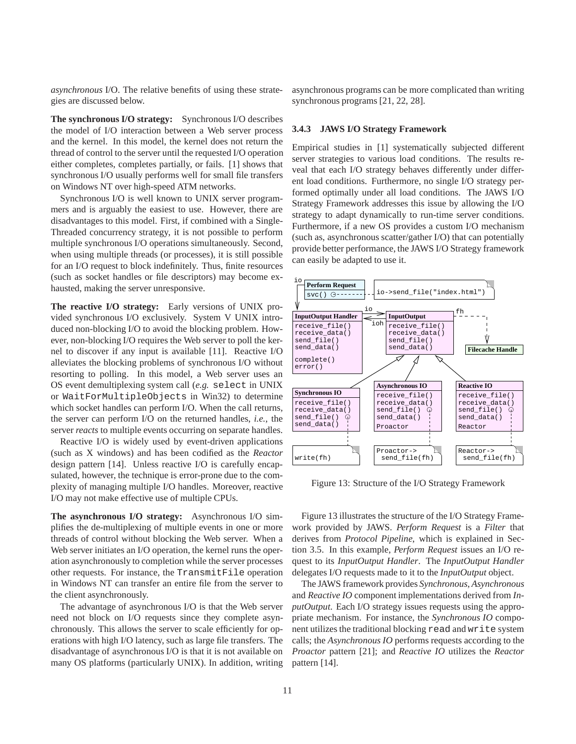*asynchronous* I/O. The relative benefits of using these strategies are discussed below.

**The synchronous I/O strategy:** Synchronous I/O describes the model of I/O interaction between a Web server process and the kernel. In this model, the kernel does not return the thread of control to the server until the requested I/O operation either completes, completes partially, or fails. [1] shows that synchronous I/O usually performs well for small file transfers on Windows NT over high-speed ATM networks.

Synchronous I/O is well known to UNIX server programmers and is arguably the easiest to use. However, there are disadvantages to this model. First, if combined with a Single-Threaded concurrency strategy, it is not possible to perform multiple synchronous I/O operations simultaneously. Second, when using multiple threads (or processes), it is still possible for an I/O request to block indefinitely. Thus, finite resources (such as socket handles or file descriptors) may become exhausted, making the server unresponsive.

**The reactive I/O strategy:** Early versions of UNIX provided synchronous I/O exclusively. System V UNIX introduced non-blocking I/O to avoid the blocking problem. However, non-blocking I/O requires the Web server to poll the kernel to discover if any input is available [11]. Reactive I/O alleviates the blocking problems of synchronous I/O without resorting to polling. In this model, a Web server uses an OS event demultiplexing system call (*e.g.* `select` in UNIX or `WaitForMultipleObjects` in Win32) to determine which socket handles can perform I/O. When the call returns, the server can perform I/O on the returned handles, *i.e.*, the server *reacts* to multiple events occurring on separate handles.

Reactive I/O is widely used by event-driven applications (such as X windows) and has been codified as the *Reactor* design pattern [14]. Unless reactive I/O is carefully encapsulated, however, the technique is error-prone due to the complexity of managing multiple I/O handles. Moreover, reactive I/O may not make effective use of multiple CPUs.

**The asynchronous I/O strategy:** Asynchronous I/O simplifies the de-multiplexing of multiple events in one or more threads of control without blocking the Web server. When a Web server initiates an I/O operation, the kernel runs the operation asynchronously to completion while the server processes other requests. For instance, the `TransmitFile` operation in Windows NT can transfer an entire file from the server to the client asynchronously.

The advantage of asynchronous I/O is that the Web server need not block on I/O requests since they complete asynchronously. This allows the server to scale efficiently for operations with high I/O latency, such as large file transfers. The disadvantage of asynchronous I/O is that it is not available on many OS platforms (particularly UNIX). In addition, writing asynchronous programs can be more complicated than writing synchronous programs [21, 22, 28].

### 3.4.3 JAWS I/O Strategy Framework

Empirical studies in [1] systematically subjected different server strategies to various load conditions. The results reveal that each I/O strategy behaves differently under different load conditions. Furthermore, no single I/O strategy performed optimally under all load conditions. The JAWS I/O Strategy Framework addresses this issue by allowing the I/O strategy to adapt dynamically to run-time server conditions. Furthermore, if a new OS provides a custom I/O mechanism (such as, asynchronous scatter/gather I/O) that can potentially provide better performance, the JAWS I/O Strategy framework can easily be adapted to use it.

Figure 13: Structure of the I/O Strategy Framework

Figure 13 illustrates the structure of the I/O Strategy Framework provided by JAWS. *Perform Request* is a *Filter* that derives from *Protocol Pipeline*, which is explained in Section 3.5. In this example, *Perform Request* issues an I/O request to its *InputOutput Handler*. The *InputOutput Handler* delegates I/O requests made to it to the *InputOutput* object.

The JAWS framework provides *Synchronous*, *Asynchronous* and *Reactive IO* component implementations derived from *InputOutput*. Each I/O strategy issues requests using the appropriate mechanism. For instance, the *Synchronous IO* component utilizes the traditional blocking `read` and `write` system calls; the *Asynchronous IO* performs requests according to the *Proactor* pattern [21]; and *Reactive IO* utilizes the *Reactor* pattern [14].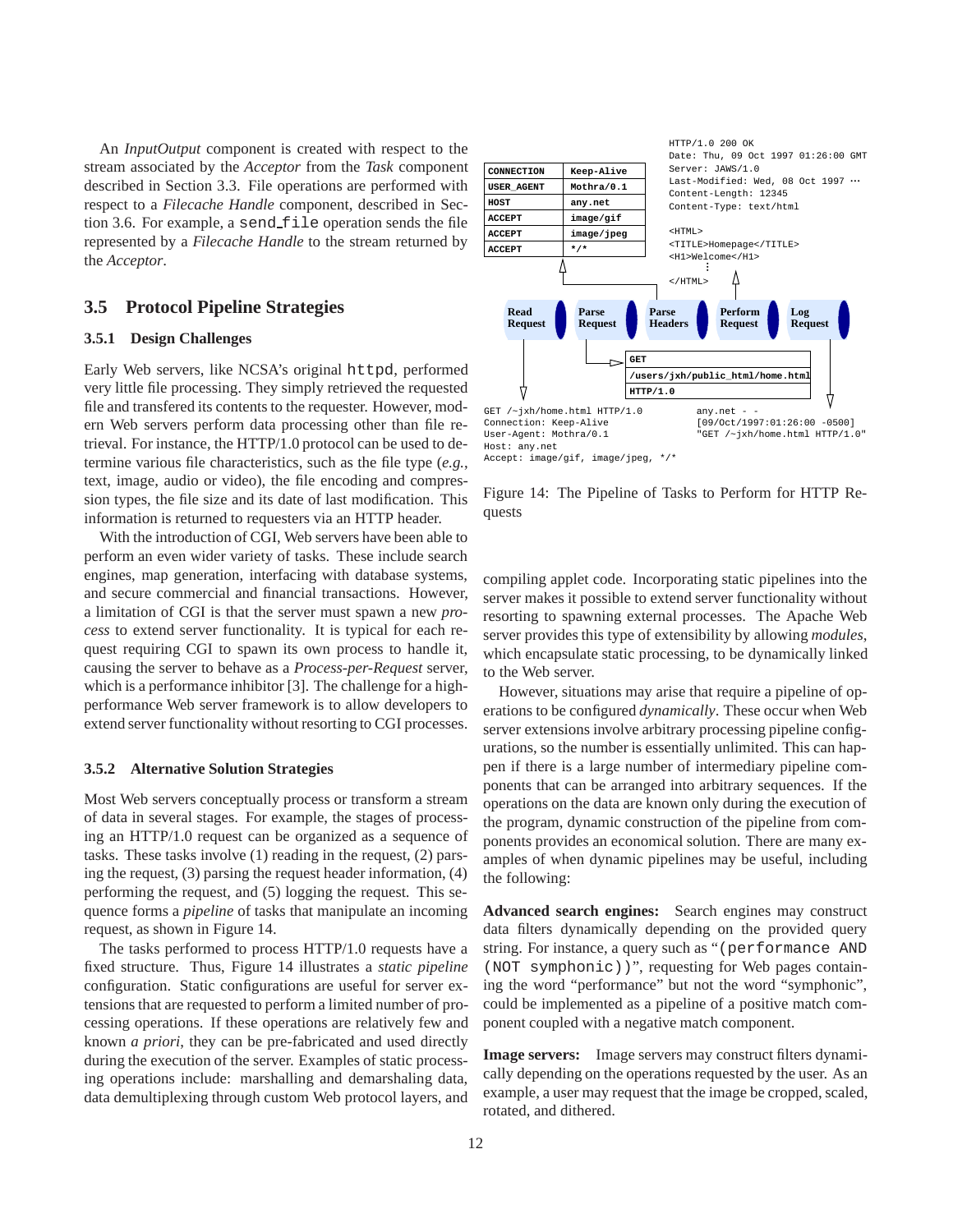An *InputOutput* component is created with respect to the stream associated by the *Acceptor* from the *Task* component described in Section 3.3. File operations are performed with respect to a *Filecache Handle* component, described in Section 3.6. For example, a `send_file` operation sends the file represented by a *Filecache Handle* to the stream returned by the *Acceptor*.

## 3.5 Protocol Pipeline Strategies

### 3.5.1 Design Challenges

Early Web servers, like NCSA's original `httpd`, performed very little file processing. They simply retrieved the requested file and transfered its contents to the requester. However, modern Web servers perform data processing other than file retrieval. For instance, the HTTP/1.0 protocol can be used to determine various file characteristics, such as the file type (*e.g.*, text, image, audio or video), the file encoding and compression types, the file size and its date of last modification. This information is returned to requesters via an HTTP header.

With the introduction of CGI, Web servers have been able to perform an even wider variety of tasks. These include search engines, map generation, interfacing with database systems, and secure commercial and financial transactions. However, a limitation of CGI is that the server must spawn a new *process* to extend server functionality. It is typical for each request requiring CGI to spawn its own process to handle it, causing the server to behave as a *Process-per-Request* server, which is a performance inhibitor [3]. The challenge for a high-performance Web server framework is to allow developers to extend server functionality without resorting to CGI processes.

### 3.5.2 Alternative Solution Strategies

Most Web servers conceptually process or transform a stream of data in several stages. For example, the stages of processing an HTTP/1.0 request can be organized as a sequence of tasks. These tasks involve (1) reading in the request, (2) parsing the request, (3) parsing the request header information, (4) performing the request, and (5) logging the request. This sequence forms a *pipeline* of tasks that manipulate an incoming request, as shown in Figure 14.

The tasks performed to process HTTP/1.0 requests have a fixed structure. Thus, Figure 14 illustrates a *static pipeline* configuration. Static configurations are useful for server extensions that are requested to perform a limited number of processing operations. If these operations are relatively few and known *a priori*, they can be pre-fabricated and used directly during the execution of the server. Examples of static processing operations include: marshalling and demarshaling data, data demultiplexing through custom Web protocol layers, and compiling applet code. Incorporating static pipelines into the server makes it possible to extend server functionality without resorting to spawning external processes. The Apache Web server provides this type of extensibility by allowing *modules*, which encapsulate static processing, to be dynamically linked to the Web server.

| CONNECTION | Keep-Alive |
|---|---|
| USER_AGENT | Mothra/0.1 |
| HOST | any.net |
| ACCEPT | image/gif |
| ACCEPT | image/jpeg |
| ACCEPT | */* |

```
HTTP/1.0 200 OK
Date: Thu, 09 Oct 1997 01:26:00 GMT
Server: JAWS/1.0
Last-Modified: Wed, 08 Oct 1997 ...
Content-Length: 12345
Content-Type: text/html

<HTML>
<TITLE>Homepage</TITLE>
<H1>Welcome</H1>
  ⋮
</HTML>
```

Read Request → Parse Request → Parse Headers → Perform Request → Log Request

| GET |
|---|
| /users/jxh/public_html/home.html |
| HTTP/1.0 |

```
GET /~jxh/home.html HTTP/1.0
Connection: Keep-Alive
User-Agent: Mothra/0.1
Host: any.net
Accept: image/gif, image/jpeg, */*
```

```
any.net - -
[09/Oct/1997:01:26:00 -0500]
"GET /~jxh/home.html HTTP/1.0"
```

Figure 14: The Pipeline of Tasks to Perform for HTTP Requests

However, situations may arise that require a pipeline of operations to be configured *dynamically*. These occur when Web server extensions involve arbitrary processing pipeline configurations, so the number is essentially unlimited. This can happen if there is a large number of intermediary pipeline components that can be arranged into arbitrary sequences. If the operations on the data are known only during the execution of the program, dynamic construction of the pipeline from components provides an economical solution. There are many examples of when dynamic pipelines may be useful, including the following:

**Advanced search engines:** Search engines may construct data filters dynamically depending on the provided query string. For instance, a query such as "`(performance AND (NOT symphonic))`", requesting for Web pages containing the word "performance" but not the word "symphonic", could be implemented as a pipeline of a positive match component coupled with a negative match component.

**Image servers:** Image servers may construct filters dynamically depending on the operations requested by the user. As an example, a user may request that the image be cropped, scaled, rotated, and dithered.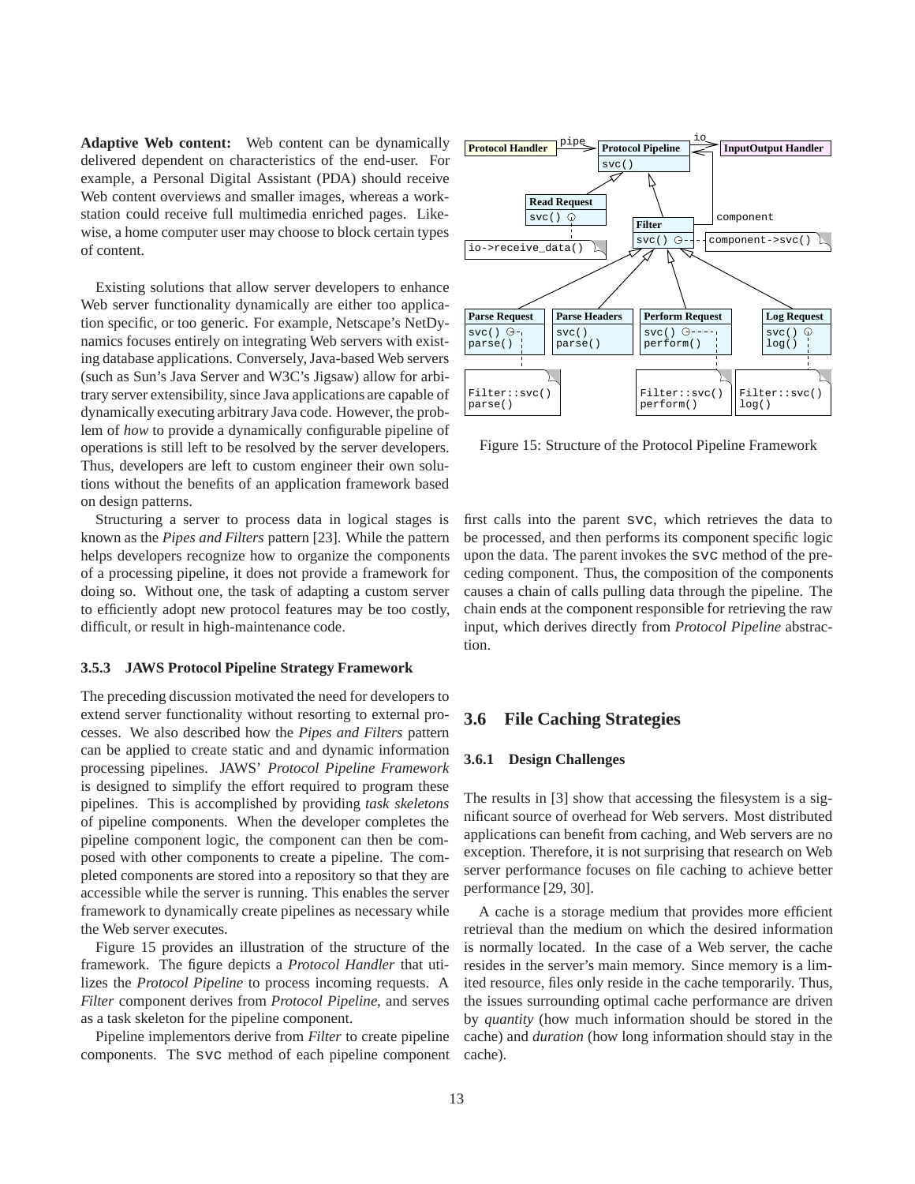**Adaptive Web content:** Web content can be dynamically delivered dependent on characteristics of the end-user. For example, a Personal Digital Assistant (PDA) should receive Web content overviews and smaller images, whereas a workstation could receive full multimedia enriched pages. Likewise, a home computer user may choose to block certain types of content.

Existing solutions that allow server developers to enhance Web server functionality dynamically are either too application specific, or too generic. For example, Netscape's NetDynamics focuses entirely on integrating Web servers with existing database applications. Conversely, Java-based Web servers (such as Sun's Java Server and W3C's Jigsaw) allow for arbitrary server extensibility, since Java applications are capable of dynamically executing arbitrary Java code. However, the problem of *how* to provide a dynamically configurable pipeline of operations is still left to be resolved by the server developers. Thus, developers are left to custom engineer their own solutions without the benefits of an application framework based on design patterns.

Structuring a server to process data in logical stages is known as the *Pipes and Filters* pattern [23]. While the pattern helps developers recognize how to organize the components of a processing pipeline, it does not provide a framework for doing so. Without one, the task of adapting a custom server to efficiently adopt new protocol features may be too costly, difficult, or result in high-maintenance code.

#### 3.5.3 JAWS Protocol Pipeline Strategy Framework

The preceding discussion motivated the need for developers to extend server functionality without resorting to external processes. We also described how the *Pipes and Filters* pattern can be applied to create static and and dynamic information processing pipelines. JAWS' *Protocol Pipeline Framework* is designed to simplify the effort required to program these pipelines. This is accomplished by providing *task skeletons* of pipeline components. When the developer completes the pipeline component logic, the component can then be composed with other components to create a pipeline. The completed components are stored into a repository so that they are accessible while the server is running. This enables the server framework to dynamically create pipelines as necessary while the Web server executes.

Figure 15 provides an illustration of the structure of the framework. The figure depicts a *Protocol Handler* that utilizes the *Protocol Pipeline* to process incoming requests. A *Filter* component derives from *Protocol Pipeline*, and serves as a task skeleton for the pipeline component.

Pipeline implementors derive from *Filter* to create pipeline components. The `svc` method of each pipeline component first calls into the parent `svc`, which retrieves the data to be processed, and then performs its component specific logic upon the data. The parent invokes the `svc` method of the preceding component. Thus, the composition of the components causes a chain of calls pulling data through the pipeline. The chain ends at the component responsible for retrieving the raw input, which derives directly from *Protocol Pipeline* abstraction.

Figure 15: Structure of the Protocol Pipeline Framework

## 3.6 File Caching Strategies

#### 3.6.1 Design Challenges

The results in [3] show that accessing the filesystem is a significant source of overhead for Web servers. Most distributed applications can benefit from caching, and Web servers are no exception. Therefore, it is not surprising that research on Web server performance focuses on file caching to achieve better performance [29, 30].

A cache is a storage medium that provides more efficient retrieval than the medium on which the desired information is normally located. In the case of a Web server, the cache resides in the server's main memory. Since memory is a limited resource, files only reside in the cache temporarily. Thus, the issues surrounding optimal cache performance are driven by *quantity* (how much information should be stored in the cache) and *duration* (how long information should stay in the cache).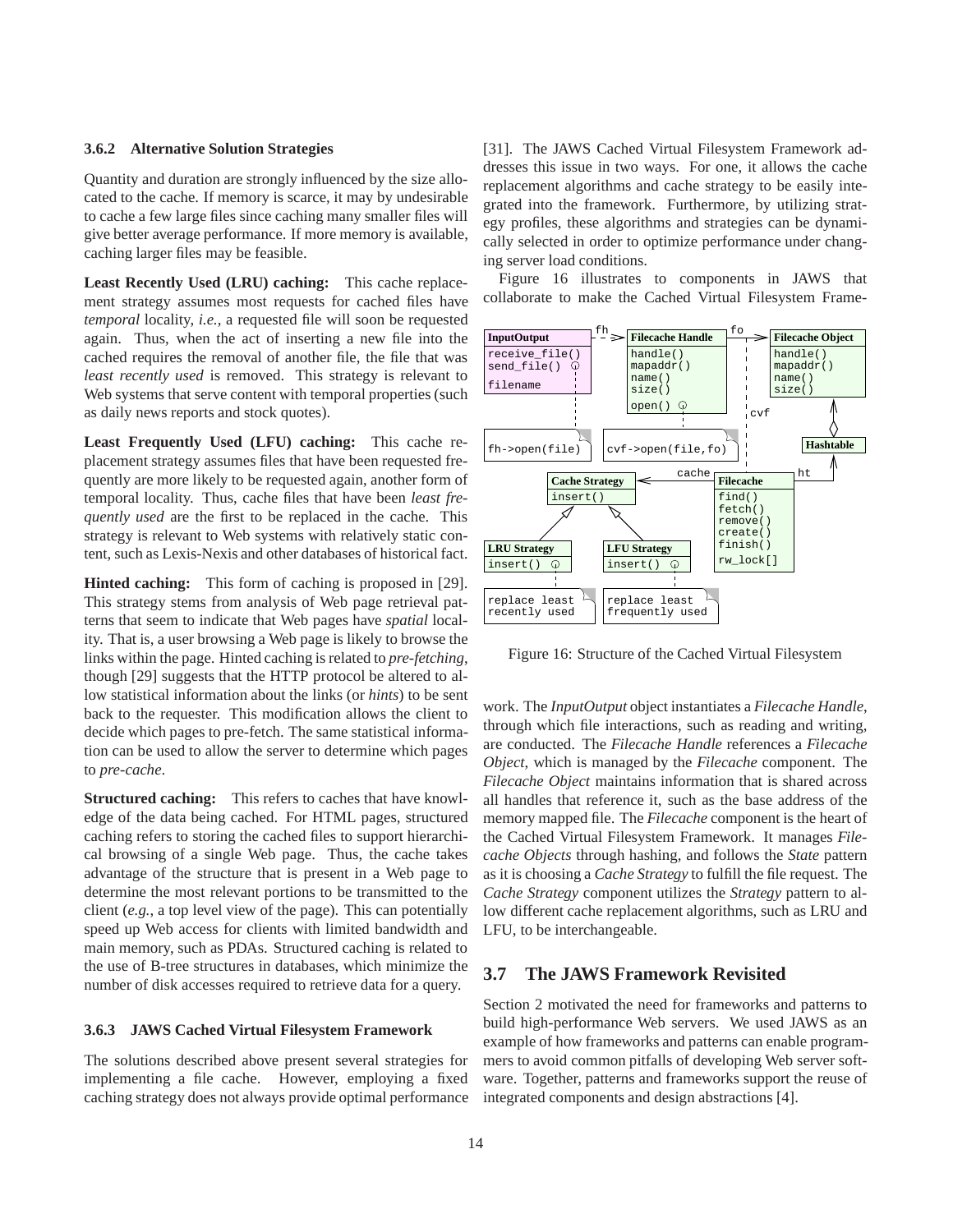### 3.6.2 Alternative Solution Strategies

Quantity and duration are strongly influenced by the size allocated to the cache. If memory is scarce, it may by undesirable to cache a few large files since caching many smaller files will give better average performance. If more memory is available, caching larger files may be feasible.

**Least Recently Used (LRU) caching:** This cache replacement strategy assumes most requests for cached files have *temporal* locality, *i.e.*, a requested file will soon be requested again. Thus, when the act of inserting a new file into the cached requires the removal of another file, the file that was *least recently used* is removed. This strategy is relevant to Web systems that serve content with temporal properties (such as daily news reports and stock quotes).

**Least Frequently Used (LFU) caching:** This cache replacement strategy assumes files that have been requested frequently are more likely to be requested again, another form of temporal locality. Thus, cache files that have been *least frequently used* are the first to be replaced in the cache. This strategy is relevant to Web systems with relatively static content, such as Lexis-Nexis and other databases of historical fact.

**Hinted caching:** This form of caching is proposed in [29]. This strategy stems from analysis of Web page retrieval patterns that seem to indicate that Web pages have *spatial* locality. That is, a user browsing a Web page is likely to browse the links within the page. Hinted caching is related to *pre-fetching*, though [29] suggests that the HTTP protocol be altered to allow statistical information about the links (or *hints*) to be sent back to the requester. This modification allows the client to decide which pages to pre-fetch. The same statistical information can be used to allow the server to determine which pages to *pre-cache*.

**Structured caching:** This refers to caches that have knowledge of the data being cached. For HTML pages, structured caching refers to storing the cached files to support hierarchical browsing of a single Web page. Thus, the cache takes advantage of the structure that is present in a Web page to determine the most relevant portions to be transmitted to the client (*e.g.*, a top level view of the page). This can potentially speed up Web access for clients with limited bandwidth and main memory, such as PDAs. Structured caching is related to the use of B-tree structures in databases, which minimize the number of disk accesses required to retrieve data for a query.

### 3.6.3 JAWS Cached Virtual Filesystem Framework

The solutions described above present several strategies for implementing a file cache. However, employing a fixed caching strategy does not always provide optimal performance [31]. The JAWS Cached Virtual Filesystem Framework addresses this issue in two ways. For one, it allows the cache replacement algorithms and cache strategy to be easily integrated into the framework. Furthermore, by utilizing strategy profiles, these algorithms and strategies can be dynamically selected in order to optimize performance under changing server load conditions.

Figure 16 illustrates to components in JAWS that collaborate to make the Cached Virtual Filesystem Framework. The *InputOutput* object instantiates a *Filecache Handle*, through which file interactions, such as reading and writing, are conducted. The *Filecache Handle* references a *Filecache Object*, which is managed by the *Filecache* component. The *Filecache Object* maintains information that is shared across all handles that reference it, such as the base address of the memory mapped file. The *Filecache* component is the heart of the Cached Virtual Filesystem Framework. It manages *Filecache Objects* through hashing, and follows the *State* pattern as it is choosing a *Cache Strategy* to fulfill the file request. The *Cache Strategy* component utilizes the *Strategy* pattern to allow different cache replacement algorithms, such as LRU and LFU, to be interchangeable.

Figure 16: Structure of the Cached Virtual Filesystem

## 3.7 The JAWS Framework Revisited

Section 2 motivated the need for frameworks and patterns to build high-performance Web servers. We used JAWS as an example of how frameworks and patterns can enable programmers to avoid common pitfalls of developing Web server software. Together, patterns and frameworks support the reuse of integrated components and design abstractions [4].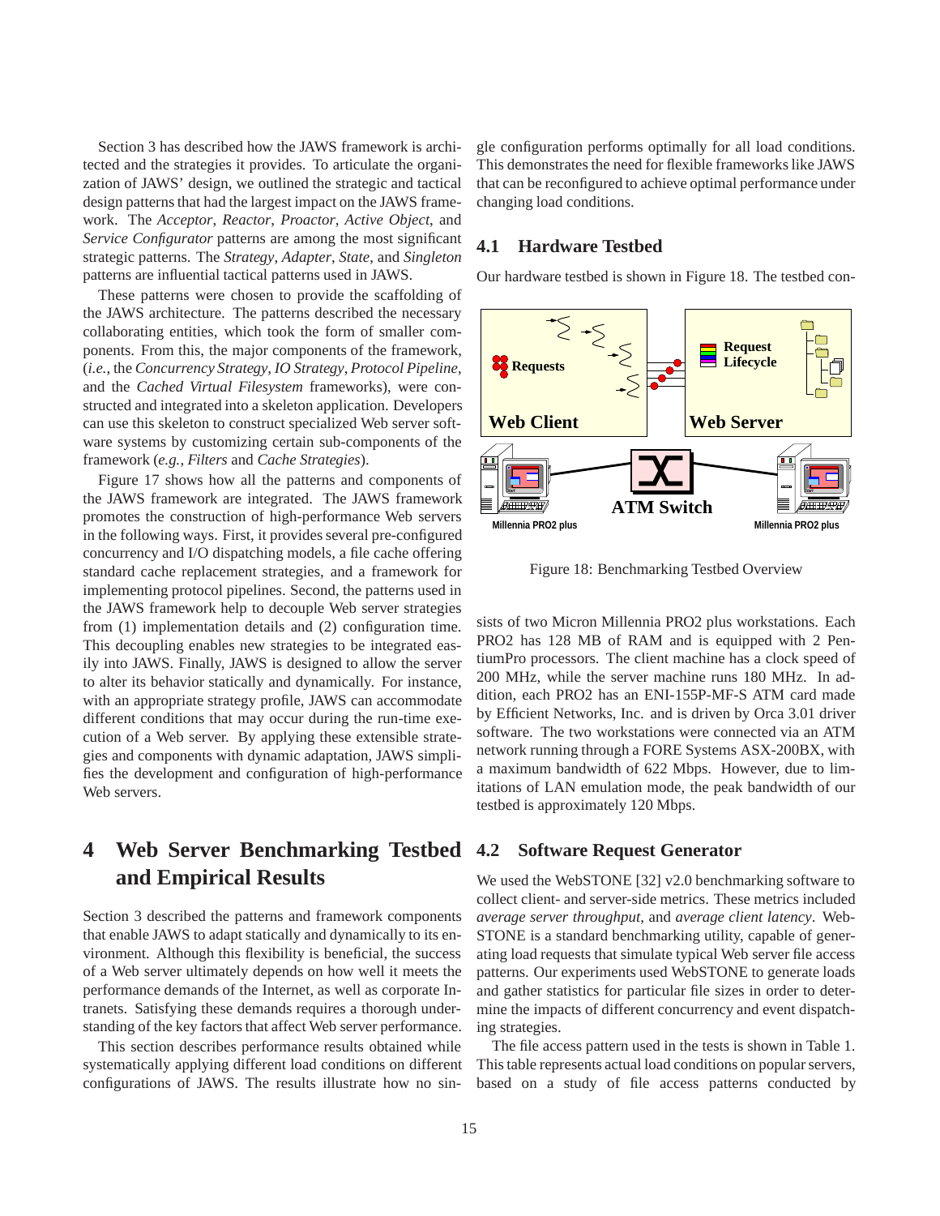Section 3 has described how the JAWS framework is architected and the strategies it provides. To articulate the organization of JAWS' design, we outlined the strategic and tactical design patterns that had the largest impact on the JAWS framework. The *Acceptor*, *Reactor*, *Proactor*, *Active Object*, and *Service Configurator* patterns are among the most significant strategic patterns. The *Strategy*, *Adapter*, *State*, and *Singleton* patterns are influential tactical patterns used in JAWS.

These patterns were chosen to provide the scaffolding of the JAWS architecture. The patterns described the necessary collaborating entities, which took the form of smaller components. From this, the major components of the framework, (*i.e.*, the *Concurrency Strategy*, *IO Strategy*, *Protocol Pipeline*, and the *Cached Virtual Filesystem* frameworks), were constructed and integrated into a skeleton application. Developers can use this skeleton to construct specialized Web server software systems by customizing certain sub-components of the framework (*e.g.*, *Filters* and *Cache Strategies*).

Figure 17 shows how all the patterns and components of the JAWS framework are integrated. The JAWS framework promotes the construction of high-performance Web servers in the following ways. First, it provides several pre-configured concurrency and I/O dispatching models, a file cache offering standard cache replacement strategies, and a framework for implementing protocol pipelines. Second, the patterns used in the JAWS framework help to decouple Web server strategies from (1) implementation details and (2) configuration time. This decoupling enables new strategies to be integrated easily into JAWS. Finally, JAWS is designed to allow the server to alter its behavior statically and dynamically. For instance, with an appropriate strategy profile, JAWS can accommodate different conditions that may occur during the run-time execution of a Web server. By applying these extensible strategies and components with dynamic adaptation, JAWS simplifies the development and configuration of high-performance Web servers.

# 4 Web Server Benchmarking Testbed and Empirical Results

Section 3 described the patterns and framework components that enable JAWS to adapt statically and dynamically to its environment. Although this flexibility is beneficial, the success of a Web server ultimately depends on how well it meets the performance demands of the Internet, as well as corporate Intranets. Satisfying these demands requires a thorough understanding of the key factors that affect Web server performance.

This section describes performance results obtained while systematically applying different load conditions on different configurations of JAWS. The results illustrate how no single configuration performs optimally for all load conditions. This demonstrates the need for flexible frameworks like JAWS that can be reconfigured to achieve optimal performance under changing load conditions.

## 4.1 Hardware Testbed

Our hardware testbed is shown in Figure 18. The testbed consists of two Micron Millennia PRO2 plus workstations. Each PRO2 has 128 MB of RAM and is equipped with 2 PentiumPro processors. The client machine has a clock speed of 200 MHz, while the server machine runs 180 MHz. In addition, each PRO2 has an ENI-155P-MF-S ATM card made by Efficient Networks, Inc. and is driven by Orca 3.01 driver software. The two workstations were connected via an ATM network running through a FORE Systems ASX-200BX, with a maximum bandwidth of 622 Mbps. However, due to limitations of LAN emulation mode, the peak bandwidth of our testbed is approximately 120 Mbps.

Figure 18: Benchmarking Testbed Overview

## 4.2 Software Request Generator

We used the WebSTONE [32] v2.0 benchmarking software to collect client- and server-side metrics. These metrics included *average server throughput*, and *average client latency*. WebSTONE is a standard benchmarking utility, capable of generating load requests that simulate typical Web server file access patterns. Our experiments used WebSTONE to generate loads and gather statistics for particular file sizes in order to determine the impacts of different concurrency and event dispatching strategies.

The file access pattern used in the tests is shown in Table 1. This table represents actual load conditions on popular servers, based on a study of file access patterns conducted by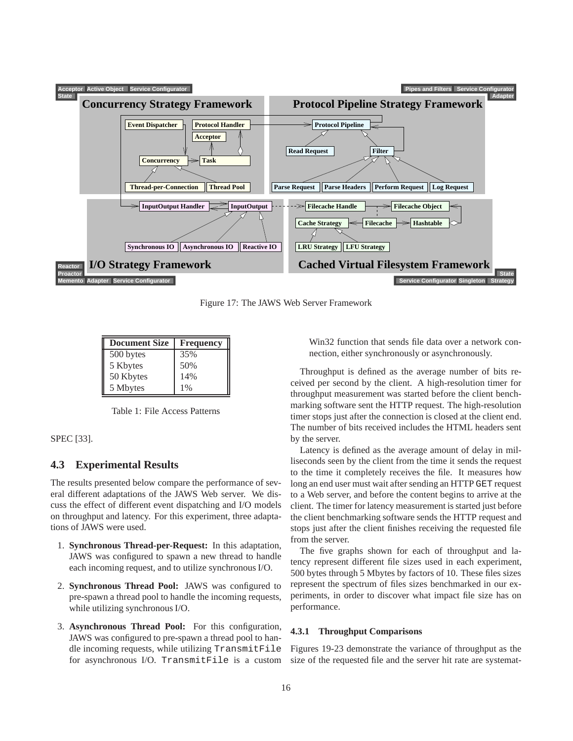Figure 17: The JAWS Web Server Framework

| Document Size | Frequency |
| --- | --- |
| 500 bytes | 35% |
| 5 Kbytes | 50% |
| 50 Kbytes | 14% |
| 5 Mbytes | 1% |

Table 1: File Access Patterns

SPEC [33].

## 4.3 Experimental Results

The results presented below compare the performance of several different adaptations of the JAWS Web server. We discuss the effect of different event dispatching and I/O models on throughput and latency. For this experiment, three adaptations of JAWS were used.

1. **Synchronous Thread-per-Request:** In this adaptation, JAWS was configured to spawn a new thread to handle each incoming request, and to utilize synchronous I/O.

2. **Synchronous Thread Pool:** JAWS was configured to pre-spawn a thread pool to handle the incoming requests, while utilizing synchronous I/O.

3. **Asynchronous Thread Pool:** For this configuration, JAWS was configured to pre-spawn a thread pool to handle incoming requests, while utilizing `TransmitFile` for asynchronous I/O. `TransmitFile` is a custom Win32 function that sends file data over a network connection, either synchronously or asynchronously.

Throughput is defined as the average number of bits received per second by the client. A high-resolution timer for throughput measurement was started before the client benchmarking software sent the HTTP request. The high-resolution timer stops just after the connection is closed at the client end. The number of bits received includes the HTML headers sent by the server.

Latency is defined as the average amount of delay in milliseconds seen by the client from the time it sends the request to the time it completely receives the file. It measures how long an end user must wait after sending an HTTP `GET` request to a Web server, and before the content begins to arrive at the client. The timer for latency measurement is started just before the client benchmarking software sends the HTTP request and stops just after the client finishes receiving the requested file from the server.

The five graphs shown for each of throughput and latency represent different file sizes used in each experiment, 500 bytes through 5 Mbytes by factors of 10. These files sizes represent the spectrum of files sizes benchmarked in our experiments, in order to discover what impact file size has on performance.

### 4.3.1 Throughput Comparisons

Figures 19-23 demonstrate the variance of throughput as the size of the requested file and the server hit rate are systemat-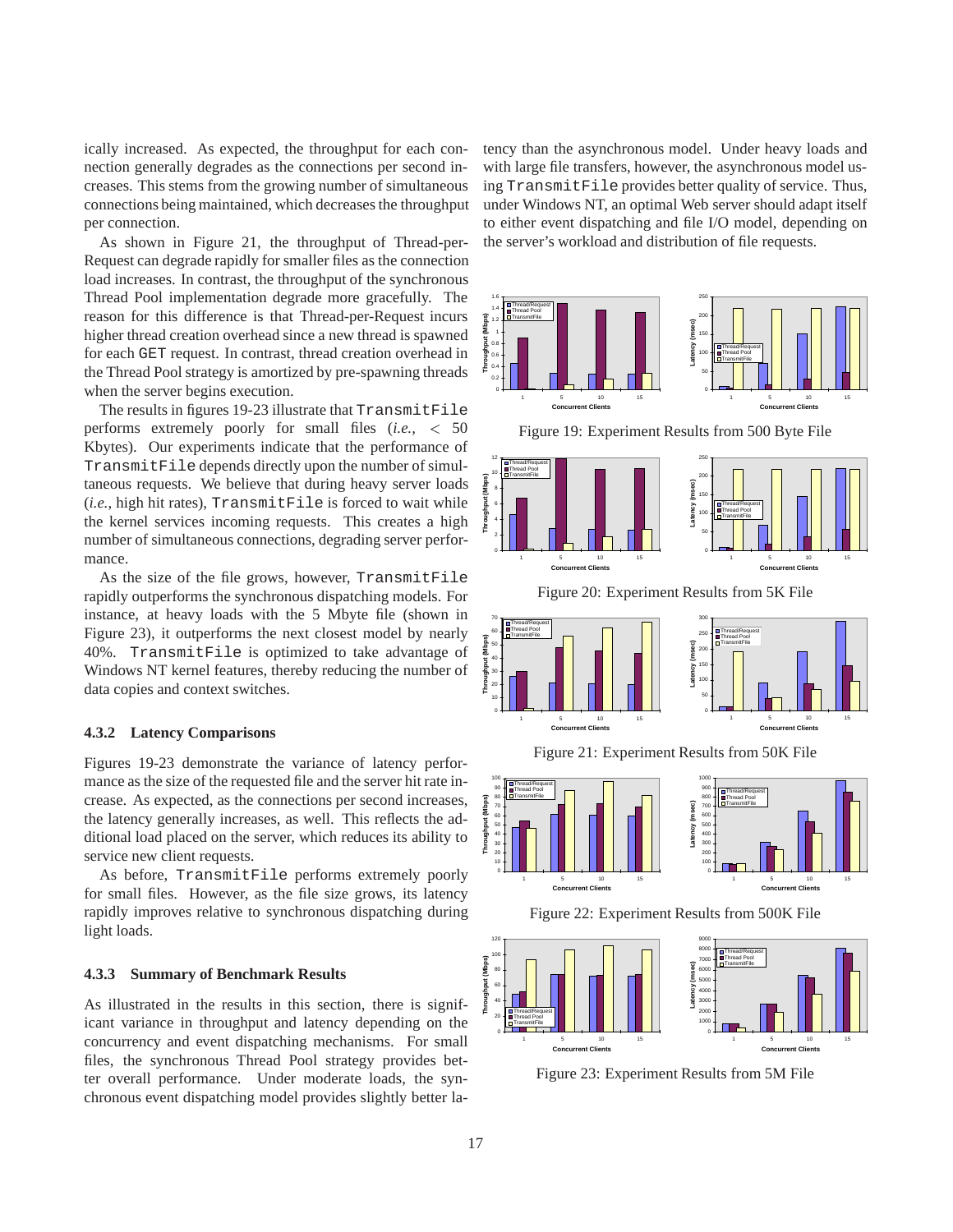ically increased. As expected, the throughput for each connection generally degrades as the connections per second increases. This stems from the growing number of simultaneous connections being maintained, which decreases the throughput per connection.

As shown in Figure 21, the throughput of Thread-per-Request can degrade rapidly for smaller files as the connection load increases. In contrast, the throughput of the synchronous Thread Pool implementation degrade more gracefully. The reason for this difference is that Thread-per-Request incurs higher thread creation overhead since a new thread is spawned for each `GET` request. In contrast, thread creation overhead in the Thread Pool strategy is amortized by pre-spawning threads when the server begins execution.

The results in figures 19-23 illustrate that `TransmitFile` performs extremely poorly for small files (*i.e.,* < 50 Kbytes). Our experiments indicate that the performance of `TransmitFile` depends directly upon the number of simultaneous requests. We believe that during heavy server loads (*i.e.,* high hit rates), `TransmitFile` is forced to wait while the kernel services incoming requests. This creates a high number of simultaneous connections, degrading server performance.

As the size of the file grows, however, `TransmitFile` rapidly outperforms the synchronous dispatching models. For instance, at heavy loads with the 5 Mbyte file (shown in Figure 23), it outperforms the next closest model by nearly 40%. `TransmitFile` is optimized to take advantage of Windows NT kernel features, thereby reducing the number of data copies and context switches.

### 4.3.2 Latency Comparisons

Figures 19-23 demonstrate the variance of latency performance as the size of the requested file and the server hit rate increase. As expected, as the connections per second increases, the latency generally increases, as well. This reflects the additional load placed on the server, which reduces its ability to service new client requests.

As before, `TransmitFile` performs extremely poorly for small files. However, as the file size grows, its latency rapidly improves relative to synchronous dispatching during light loads.

### 4.3.3 Summary of Benchmark Results

As illustrated in the results in this section, there is significant variance in throughput and latency depending on the concurrency and event dispatching mechanisms. For small files, the synchronous Thread Pool strategy provides better overall performance. Under moderate loads, the synchronous event dispatching model provides slightly better latency than the asynchronous model. Under heavy loads and with large file transfers, however, the asynchronous model using `TransmitFile` provides better quality of service. Thus, under Windows NT, an optimal Web server should adapt itself to either event dispatching and file I/O model, depending on the server's workload and distribution of file requests.

Figure 19: Experiment Results from 500 Byte File

Figure 20: Experiment Results from 5K File

Figure 21: Experiment Results from 50K File

Figure 22: Experiment Results from 500K File

Figure 23: Experiment Results from 5M File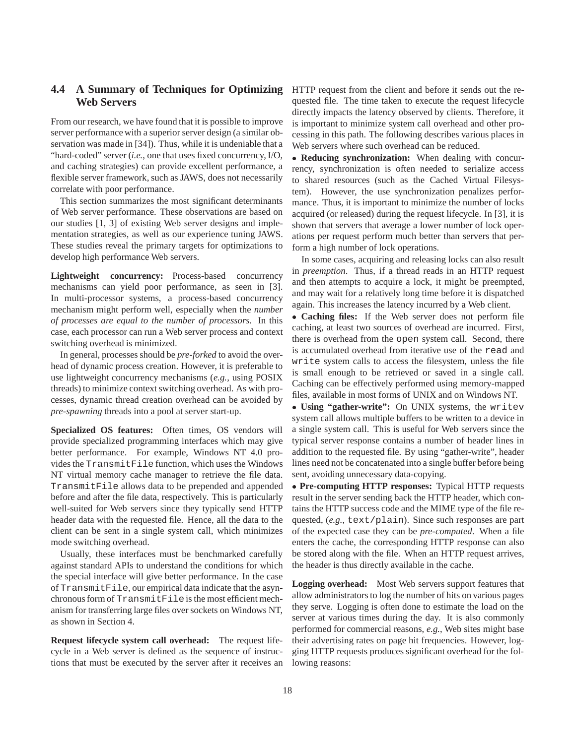### 4.4 A Summary of Techniques for Optimizing Web Servers

From our research, we have found that it is possible to improve server performance with a superior server design (a similar observation was made in [34]). Thus, while it is undeniable that a "hard-coded" server (*i.e.*, one that uses fixed concurrency, I/O, and caching strategies) can provide excellent performance, a flexible server framework, such as JAWS, does not necessarily correlate with poor performance.

This section summarizes the most significant determinants of Web server performance. These observations are based on our studies [1, 3] of existing Web server designs and implementation strategies, as well as our experience tuning JAWS. These studies reveal the primary targets for optimizations to develop high performance Web servers.

**Lightweight concurrency:** Process-based concurrency mechanisms can yield poor performance, as seen in [3]. In multi-processor systems, a process-based concurrency mechanism might perform well, especially when the *number of processes are equal to the number of processors*. In this case, each processor can run a Web server process and context switching overhead is minimized.

In general, processes should be *pre-forked* to avoid the overhead of dynamic process creation. However, it is preferable to use lightweight concurrency mechanisms (*e.g.*, using POSIX threads) to minimize context switching overhead. As with processes, dynamic thread creation overhead can be avoided by *pre-spawning* threads into a pool at server start-up.

**Specialized OS features:** Often times, OS vendors will provide specialized programming interfaces which may give better performance. For example, Windows NT 4.0 provides the `TransmitFile` function, which uses the Windows NT virtual memory cache manager to retrieve the file data. `TransmitFile` allows data to be prepended and appended before and after the file data, respectively. This is particularly well-suited for Web servers since they typically send HTTP header data with the requested file. Hence, all the data to the client can be sent in a single system call, which minimizes mode switching overhead.

Usually, these interfaces must be benchmarked carefully against standard APIs to understand the conditions for which the special interface will give better performance. In the case of `TransmitFile`, our empirical data indicate that the asynchronous form of `TransmitFile` is the most efficient mechanism for transferring large files over sockets on Windows NT, as shown in Section 4.

**Request lifecycle system call overhead:** The request lifecycle in a Web server is defined as the sequence of instructions that must be executed by the server after it receives an HTTP request from the client and before it sends out the requested file. The time taken to execute the request lifecycle directly impacts the latency observed by clients. Therefore, it is important to minimize system call overhead and other processing in this path. The following describes various places in Web servers where such overhead can be reduced.

- **Reducing synchronization:** When dealing with concurrency, synchronization is often needed to serialize access to shared resources (such as the Cached Virtual Filesystem). However, the use synchronization penalizes performance. Thus, it is important to minimize the number of locks acquired (or released) during the request lifecycle. In [3], it is shown that servers that average a lower number of lock operations per request perform much better than servers that perform a high number of lock operations.

  In some cases, acquiring and releasing locks can also result in *preemption*. Thus, if a thread reads in an HTTP request and then attempts to acquire a lock, it might be preempted, and may wait for a relatively long time before it is dispatched again. This increases the latency incurred by a Web client.

- **Caching files:** If the Web server does not perform file caching, at least two sources of overhead are incurred. First, there is overhead from the `open` system call. Second, there is accumulated overhead from iterative use of the `read` and `write` system calls to access the filesystem, unless the file is small enough to be retrieved or saved in a single call. Caching can be effectively performed using memory-mapped files, available in most forms of UNIX and on Windows NT.

- **Using "gather-write":** On UNIX systems, the `writev` system call allows multiple buffers to be written to a device in a single system call. This is useful for Web servers since the typical server response contains a number of header lines in addition to the requested file. By using "gather-write", header lines need not be concatenated into a single buffer before being sent, avoiding unnecessary data-copying.

- **Pre-computing HTTP responses:** Typical HTTP requests result in the server sending back the HTTP header, which contains the HTTP success code and the MIME type of the file requested, (*e.g.*, `text/plain`). Since such responses are part of the expected case they can be *pre-computed*. When a file enters the cache, the corresponding HTTP response can also be stored along with the file. When an HTTP request arrives, the header is thus directly available in the cache.

**Logging overhead:** Most Web servers support features that allow administrators to log the number of hits on various pages they serve. Logging is often done to estimate the load on the server at various times during the day. It is also commonly performed for commercial reasons, *e.g.*, Web sites might base their advertising rates on page hit frequencies. However, logging HTTP requests produces significant overhead for the following reasons: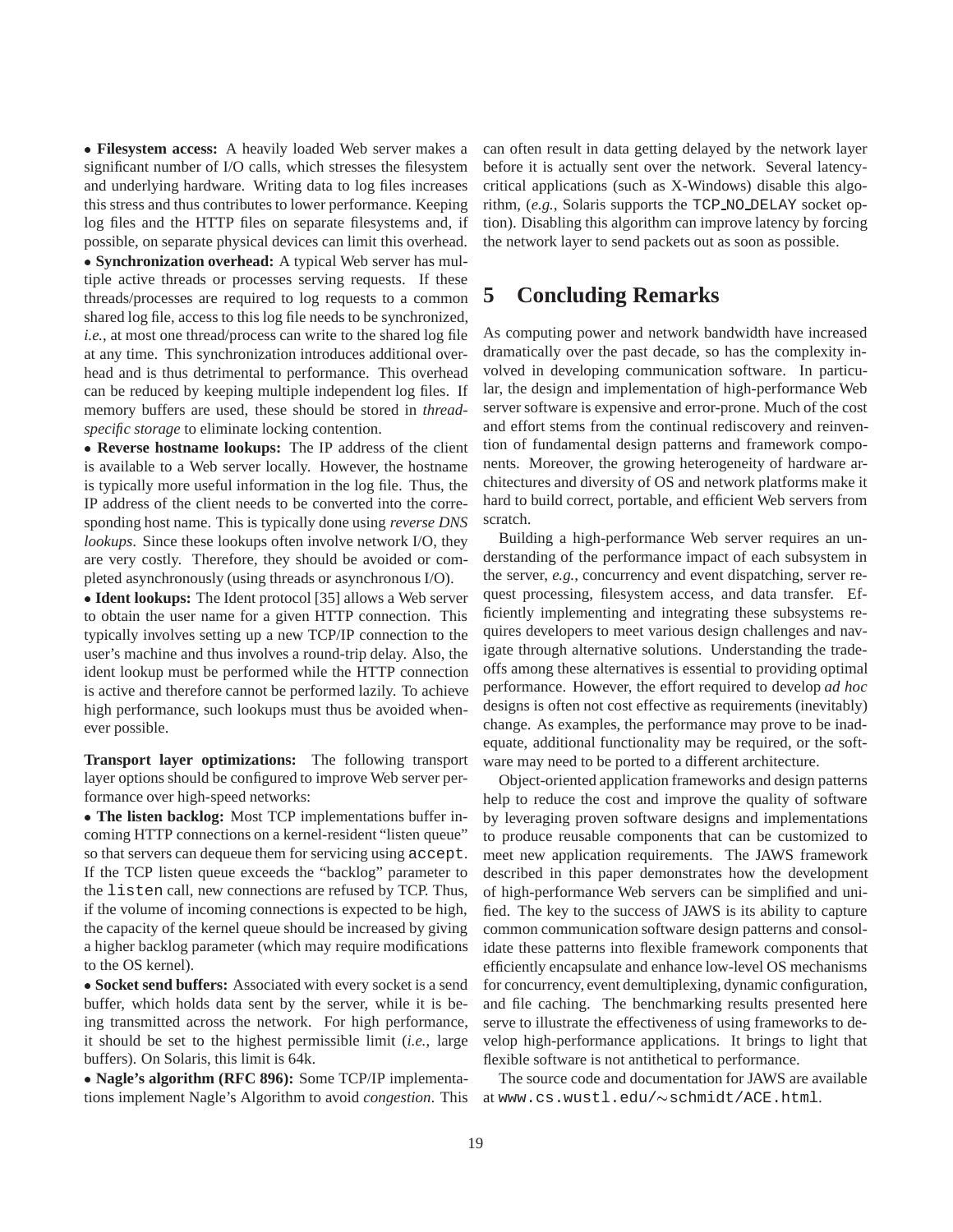• **Filesystem access:** A heavily loaded Web server makes a significant number of I/O calls, which stresses the filesystem and underlying hardware. Writing data to log files increases this stress and thus contributes to lower performance. Keeping log files and the HTTP files on separate filesystems and, if possible, on separate physical devices can limit this overhead.

• **Synchronization overhead:** A typical Web server has multiple active threads or processes serving requests. If these threads/processes are required to log requests to a common shared log file, access to this log file needs to be synchronized, *i.e.*, at most one thread/process can write to the shared log file at any time. This synchronization introduces additional overhead and is thus detrimental to performance. This overhead can be reduced by keeping multiple independent log files. If memory buffers are used, these should be stored in *thread-specific storage* to eliminate locking contention.

• **Reverse hostname lookups:** The IP address of the client is available to a Web server locally. However, the hostname is typically more useful information in the log file. Thus, the IP address of the client needs to be converted into the corresponding host name. This is typically done using *reverse DNS lookups*. Since these lookups often involve network I/O, they are very costly. Therefore, they should be avoided or completed asynchronously (using threads or asynchronous I/O).

• **Ident lookups:** The Ident protocol [35] allows a Web server to obtain the user name for a given HTTP connection. This typically involves setting up a new TCP/IP connection to the user's machine and thus involves a round-trip delay. Also, the ident lookup must be performed while the HTTP connection is active and therefore cannot be performed lazily. To achieve high performance, such lookups must thus be avoided whenever possible.

**Transport layer optimizations:** The following transport layer options should be configured to improve Web server performance over high-speed networks:

• **The listen backlog:** Most TCP implementations buffer incoming HTTP connections on a kernel-resident "listen queue" so that servers can dequeue them for servicing using `accept`. If the TCP listen queue exceeds the "backlog" parameter to the `listen` call, new connections are refused by TCP. Thus, if the volume of incoming connections is expected to be high, the capacity of the kernel queue should be increased by giving a higher backlog parameter (which may require modifications to the OS kernel).

• **Socket send buffers:** Associated with every socket is a send buffer, which holds data sent by the server, while it is being transmitted across the network. For high performance, it should be set to the highest permissible limit (*i.e.*, large buffers). On Solaris, this limit is 64k.

• **Nagle's algorithm (RFC 896):** Some TCP/IP implementations implement Nagle's Algorithm to avoid *congestion*. This can often result in data getting delayed by the network layer before it is actually sent over the network. Several latency-critical applications (such as X-Windows) disable this algorithm, (*e.g.*, Solaris supports the `TCP_NO_DELAY` socket option). Disabling this algorithm can improve latency by forcing the network layer to send packets out as soon as possible.

# 5 Concluding Remarks

As computing power and network bandwidth have increased dramatically over the past decade, so has the complexity involved in developing communication software. In particular, the design and implementation of high-performance Web server software is expensive and error-prone. Much of the cost and effort stems from the continual rediscovery and reinvention of fundamental design patterns and framework components. Moreover, the growing heterogeneity of hardware architectures and diversity of OS and network platforms make it hard to build correct, portable, and efficient Web servers from scratch.

Building a high-performance Web server requires an understanding of the performance impact of each subsystem in the server, *e.g.*, concurrency and event dispatching, server request processing, filesystem access, and data transfer. Efficiently implementing and integrating these subsystems requires developers to meet various design challenges and navigate through alternative solutions. Understanding the tradeoffs among these alternatives is essential to providing optimal performance. However, the effort required to develop *ad hoc* designs is often not cost effective as requirements (inevitably) change. As examples, the performance may prove to be inadequate, additional functionality may be required, or the software may need to be ported to a different architecture.

Object-oriented application frameworks and design patterns help to reduce the cost and improve the quality of software by leveraging proven software designs and implementations to produce reusable components that can be customized to meet new application requirements. The JAWS framework described in this paper demonstrates how the development of high-performance Web servers can be simplified and unified. The key to the success of JAWS is its ability to capture common communication software design patterns and consolidate these patterns into flexible framework components that efficiently encapsulate and enhance low-level OS mechanisms for concurrency, event demultiplexing, dynamic configuration, and file caching. The benchmarking results presented here serve to illustrate the effectiveness of using frameworks to develop high-performance applications. It brings to light that flexible software is not antithetical to performance.

The source code and documentation for JAWS are available at `www.cs.wustl.edu/~schmidt/ACE.html`.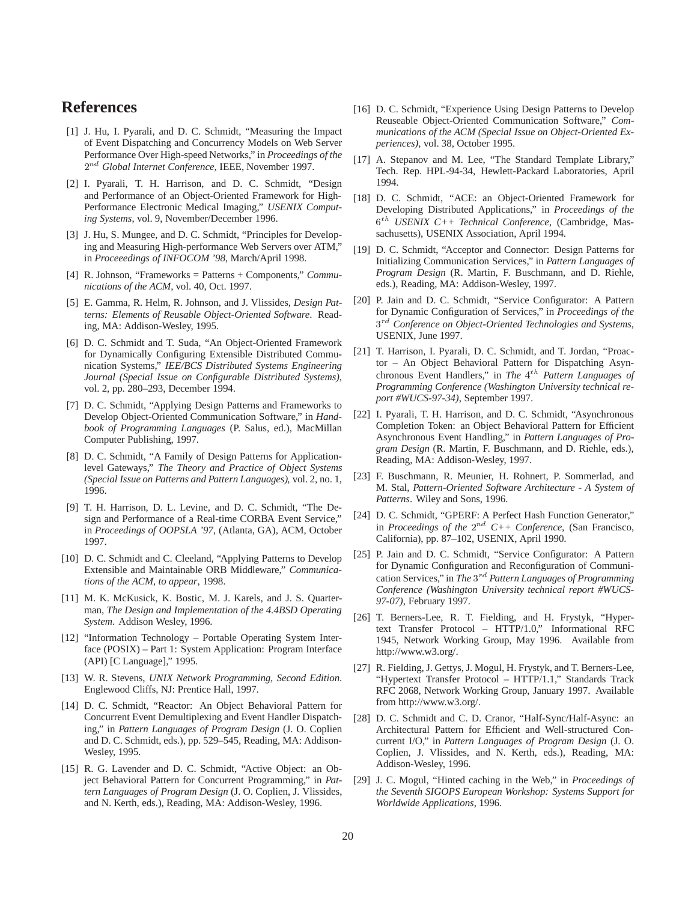# References

[1] J. Hu, I. Pyarali, and D. C. Schmidt, "Measuring the Impact of Event Dispatching and Concurrency Models on Web Server Performance Over High-speed Networks," in *Proceedings of the $2^{nd}$ Global Internet Conference*, IEEE, November 1997.

[2] I. Pyarali, T. H. Harrison, and D. C. Schmidt, "Design and Performance of an Object-Oriented Framework for High-Performance Electronic Medical Imaging," *USENIX Computing Systems*, vol. 9, November/December 1996.

[3] J. Hu, S. Mungee, and D. C. Schmidt, "Principles for Developing and Measuring High-performance Web Servers over ATM," in *Proceeedings of INFOCOM '98*, March/April 1998.

[4] R. Johnson, "Frameworks = Patterns + Components," *Communications of the ACM*, vol. 40, Oct. 1997.

[5] E. Gamma, R. Helm, R. Johnson, and J. Vlissides, *Design Patterns: Elements of Reusable Object-Oriented Software*. Reading, MA: Addison-Wesley, 1995.

[6] D. C. Schmidt and T. Suda, "An Object-Oriented Framework for Dynamically Configuring Extensible Distributed Communication Systems," *IEE/BCS Distributed Systems Engineering Journal (Special Issue on Configurable Distributed Systems)*, vol. 2, pp. 280–293, December 1994.

[7] D. C. Schmidt, "Applying Design Patterns and Frameworks to Develop Object-Oriented Communication Software," in *Handbook of Programming Languages* (P. Salus, ed.), MacMillan Computer Publishing, 1997.

[8] D. C. Schmidt, "A Family of Design Patterns for Application-level Gateways," *The Theory and Practice of Object Systems (Special Issue on Patterns and Pattern Languages)*, vol. 2, no. 1, 1996.

[9] T. H. Harrison, D. L. Levine, and D. C. Schmidt, "The Design and Performance of a Real-time CORBA Event Service," in *Proceedings of OOPSLA '97*, (Atlanta, GA), ACM, October 1997.

[10] D. C. Schmidt and C. Cleeland, "Applying Patterns to Develop Extensible and Maintainable ORB Middleware," *Communications of the ACM, to appear*, 1998.

[11] M. K. McKusick, K. Bostic, M. J. Karels, and J. S. Quarterman, *The Design and Implementation of the 4.4BSD Operating System*. Addison Wesley, 1996.

[12] "Information Technology – Portable Operating System Interface (POSIX) – Part 1: System Application: Program Interface (API) [C Language]," 1995.

[13] W. R. Stevens, *UNIX Network Programming, Second Edition*. Englewood Cliffs, NJ: Prentice Hall, 1997.

[14] D. C. Schmidt, "Reactor: An Object Behavioral Pattern for Concurrent Event Demultiplexing and Event Handler Dispatching," in *Pattern Languages of Program Design* (J. O. Coplien and D. C. Schmidt, eds.), pp. 529–545, Reading, MA: Addison-Wesley, 1995.

[15] R. G. Lavender and D. C. Schmidt, "Active Object: an Object Behavioral Pattern for Concurrent Programming," in *Pattern Languages of Program Design* (J. O. Coplien, J. Vlissides, and N. Kerth, eds.), Reading, MA: Addison-Wesley, 1996.

[16] D. C. Schmidt, "Experience Using Design Patterns to Develop Reuseable Object-Oriented Communication Software," *Communications of the ACM (Special Issue on Object-Oriented Experiences)*, vol. 38, October 1995.

[17] A. Stepanov and M. Lee, "The Standard Template Library," Tech. Rep. HPL-94-34, Hewlett-Packard Laboratories, April 1994.

[18] D. C. Schmidt, "ACE: an Object-Oriented Framework for Developing Distributed Applications," in *Proceedings of the $6^{th}$ USENIX C++ Technical Conference*, (Cambridge, Massachusetts), USENIX Association, April 1994.

[19] D. C. Schmidt, "Acceptor and Connector: Design Patterns for Initializing Communication Services," in *Pattern Languages of Program Design* (R. Martin, F. Buschmann, and D. Riehle, eds.), Reading, MA: Addison-Wesley, 1997.

[20] P. Jain and D. C. Schmidt, "Service Configurator: A Pattern for Dynamic Configuration of Services," in *Proceedings of the $3^{rd}$ Conference on Object-Oriented Technologies and Systems*, USENIX, June 1997.

[21] T. Harrison, I. Pyarali, D. C. Schmidt, and T. Jordan, "Proactor – An Object Behavioral Pattern for Dispatching Asynchronous Event Handlers," in *The $4^{th}$ Pattern Languages of Programming Conference (Washington University technical report #WUCS-97-34)*, September 1997.

[22] I. Pyarali, T. H. Harrison, and D. C. Schmidt, "Asynchronous Completion Token: an Object Behavioral Pattern for Efficient Asynchronous Event Handling," in *Pattern Languages of Program Design* (R. Martin, F. Buschmann, and D. Riehle, eds.), Reading, MA: Addison-Wesley, 1997.

[23] F. Buschmann, R. Meunier, H. Rohnert, P. Sommerlad, and M. Stal, *Pattern-Oriented Software Architecture - A System of Patterns*. Wiley and Sons, 1996.

[24] D. C. Schmidt, "GPERF: A Perfect Hash Function Generator," in *Proceedings of the $2^{nd}$ C++ Conference*, (San Francisco, California), pp. 87–102, USENIX, April 1990.

[25] P. Jain and D. C. Schmidt, "Service Configurator: A Pattern for Dynamic Configuration and Reconfiguration of Communication Services," in *The $3^{rd}$ Pattern Languages of Programming Conference (Washington University technical report #WUCS-97-07)*, February 1997.

[26] T. Berners-Lee, R. T. Fielding, and H. Frystyk, "Hypertext Transfer Protocol – HTTP/1.0," Informational RFC 1945, Network Working Group, May 1996. Available from http://www.w3.org/.

[27] R. Fielding, J. Gettys, J. Mogul, H. Frystyk, and T. Berners-Lee, "Hypertext Transfer Protocol – HTTP/1.1," Standards Track RFC 2068, Network Working Group, January 1997. Available from http://www.w3.org/.

[28] D. C. Schmidt and C. D. Cranor, "Half-Sync/Half-Async: an Architectural Pattern for Efficient and Well-structured Concurrent I/O," in *Pattern Languages of Program Design* (J. O. Coplien, J. Vlissides, and N. Kerth, eds.), Reading, MA: Addison-Wesley, 1996.

[29] J. C. Mogul, "Hinted caching in the Web," in *Proceedings of the Seventh SIGOPS European Workshop: Systems Support for Worldwide Applications*, 1996.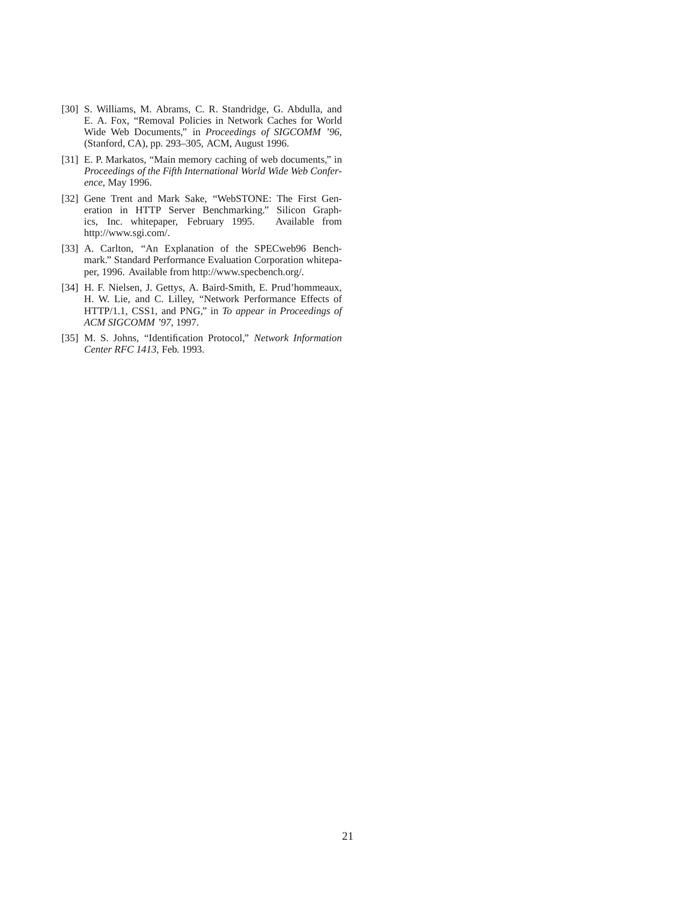[30] S. Williams, M. Abrams, C. R. Standridge, G. Abdulla, and E. A. Fox, "Removal Policies in Network Caches for World Wide Web Documents," in *Proceedings of SIGCOMM '96*, (Stanford, CA), pp. 293–305, ACM, August 1996.

[31] E. P. Markatos, "Main memory caching of web documents," in *Proceedings of the Fifth International World Wide Web Conference*, May 1996.

[32] Gene Trent and Mark Sake, "WebSTONE: The First Generation in HTTP Server Benchmarking." Silicon Graphics, Inc. whitepaper, February 1995. Available from http://www.sgi.com/.

[33] A. Carlton, "An Explanation of the SPECweb96 Benchmark." Standard Performance Evaluation Corporation whitepaper, 1996. Available from http://www.specbench.org/.

[34] H. F. Nielsen, J. Gettys, A. Baird-Smith, E. Prud'hommeaux, H. W. Lie, and C. Lilley, "Network Performance Effects of HTTP/1.1, CSS1, and PNG," in *To appear in Proceedings of ACM SIGCOMM '97*, 1997.

[35] M. S. Johns, "Identification Protocol," *Network Information Center RFC 1413*, Feb. 1993.